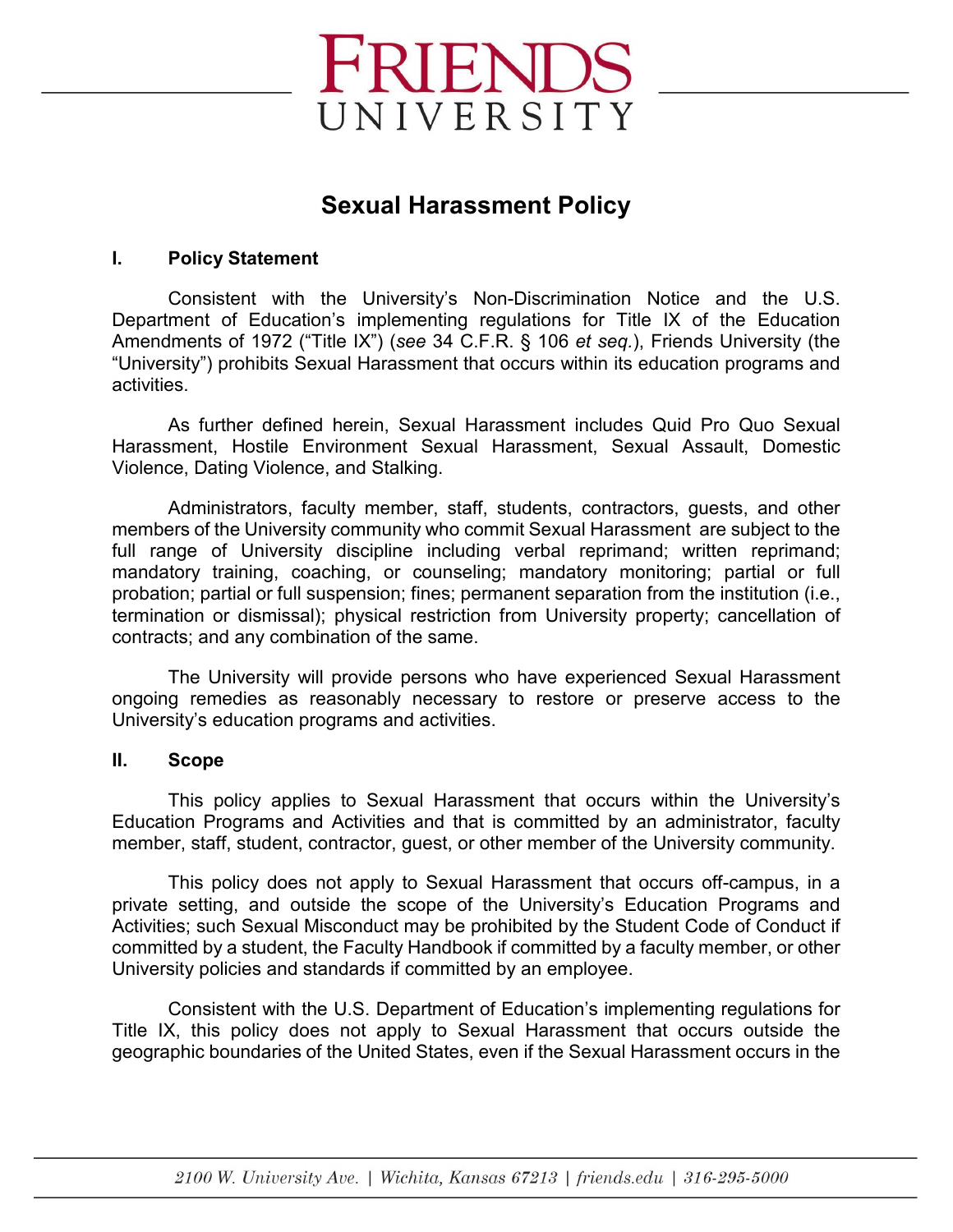# FRIENDS UNIVERSITY

## Sexual Harassment Policy

### I. Policy Statement

Consistent with the University's Non-Discrimination Notice and the U.S. Department of Education's implementing regulations for Title IX of the Education Amendments of 1972 ("Title IX") (*see* 34 C.F.R. § 106 *et seq.*), Friends University (the "University") prohibits Sexual Harassment that occurs within its education programs and activities.

As further defined herein, Sexual Harassment includes Quid Pro Quo Sexual Harassment, Hostile Environment Sexual Harassment, Sexual Assault, Domestic Violence, Dating Violence, and Stalking.

Administrators, faculty member, staff, students, contractors, guests, and other members of the University community who commit Sexual Harassment are subject to the full range of University discipline including verbal reprimand; written reprimand; mandatory training, coaching, or counseling; mandatory monitoring; partial or full probation; partial or full suspension; fines; permanent separation from the institution (i.e., termination or dismissal); physical restriction from University property; cancellation of contracts; and any combination of the same.

The University will provide persons who have experienced Sexual Harassment ongoing remedies as reasonably necessary to restore or preserve access to the University's education programs and activities.

### II. Scope

This policy applies to Sexual Harassment that occurs within the University's Education Programs and Activities and that is committed by an administrator, faculty member, staff, student, contractor, guest, or other member of the University community.

This policy does not apply to Sexual Harassment that occurs off-campus, in a private setting, and outside the scope of the University's Education Programs and Activities; such Sexual Misconduct may be prohibited by the Student Code of Conduct if committed by a student, the Faculty Handbook if committed by a faculty member, or other University policies and standards if committed by an employee.

Consistent with the U.S. Department of Education's implementing regulations for Title IX, this policy does not apply to Sexual Harassment that occurs outside the geographic boundaries of the United States, even if the Sexual Harassment occurs in the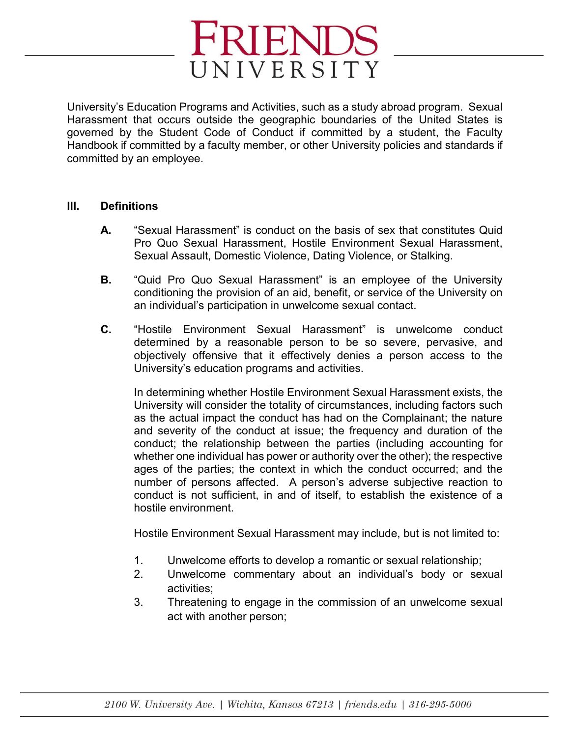University's Education Programs and Activities, such as a study abroad program. Sexual Harassment that occurs outside the geographic boundaries of the United States is governed by the Student Code of Conduct if committed by a student, the Faculty Handbook if committed by a faculty member, or other University policies and standards if committed by an employee.

## III. Definitions

**A.** "Sexual Harassment" is conduct on the basis of sex that constitutes Quid Pro Quo Sexual Harassment, Hostile Environment Sexual Harassment, Sexual Assault, Domestic Violence, Dating Violence, or Stalking.

**B.** "Quid Pro Quo Sexual Harassment" is an employee of the University conditioning the provision of an aid, benefit, or service of the University on an individual's participation in unwelcome sexual contact.

**C.** "Hostile Environment Sexual Harassment" is unwelcome conduct determined by a reasonable person to be so severe, pervasive, and objectively offensive that it effectively denies a person access to the University's education programs and activities.

In determining whether Hostile Environment Sexual Harassment exists, the University will consider the totality of circumstances, including factors such as the actual impact the conduct has had on the Complainant; the nature and severity of the conduct at issue; the frequency and duration of the conduct; the relationship between the parties (including accounting for whether one individual has power or authority over the other); the respective ages of the parties; the context in which the conduct occurred; and the number of persons affected. A person's adverse subjective reaction to conduct is not sufficient, in and of itself, to establish the existence of a hostile environment.

Hostile Environment Sexual Harassment may include, but is not limited to:

1. Unwelcome efforts to develop a romantic or sexual relationship;
2. Unwelcome commentary about an individual's body or sexual activities;
3. Threatening to engage in the commission of an unwelcome sexual act with another person;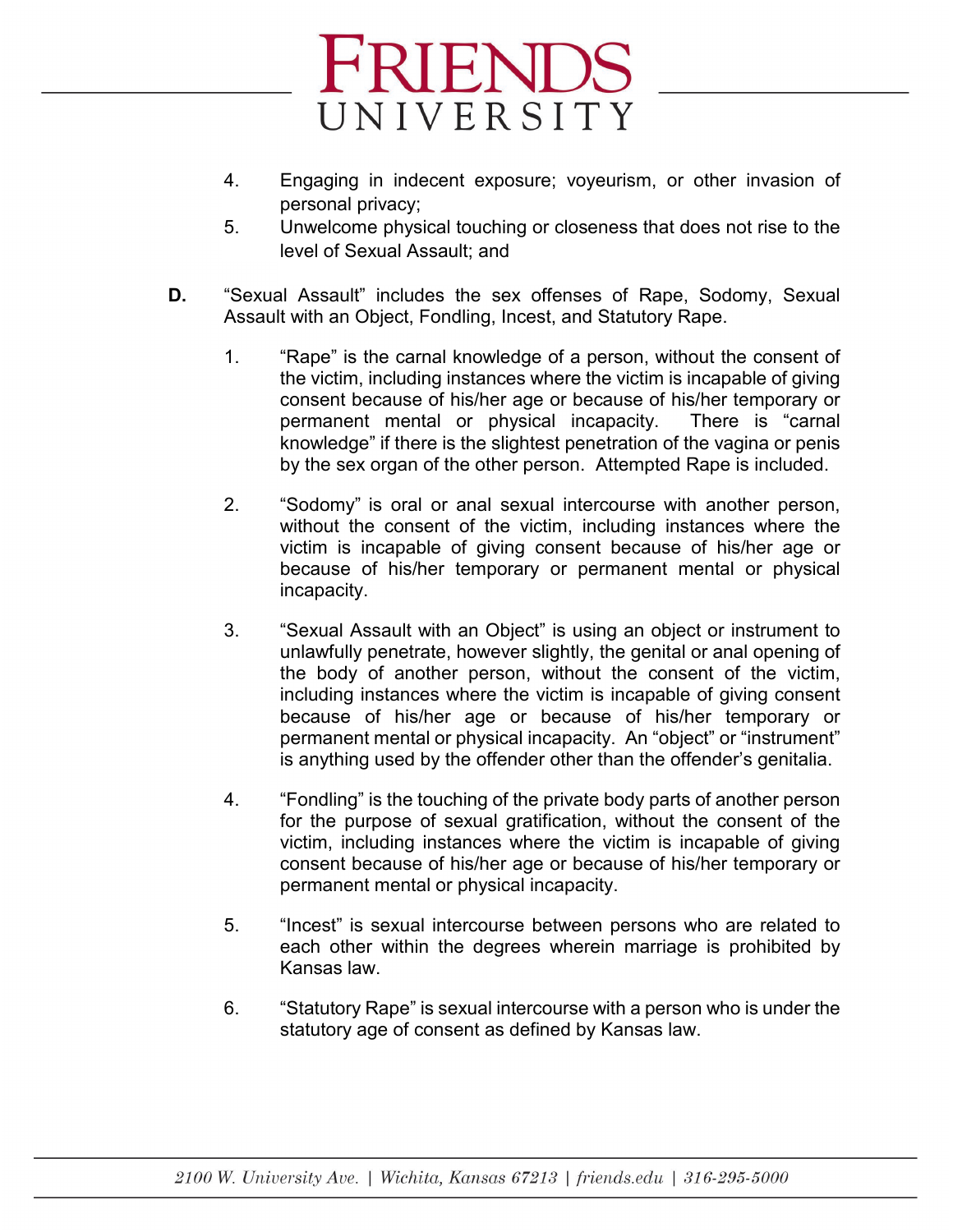4. Engaging in indecent exposure; voyeurism, or other invasion of personal privacy;
5. Unwelcome physical touching or closeness that does not rise to the level of Sexual Assault; and

**D.** "Sexual Assault" includes the sex offenses of Rape, Sodomy, Sexual Assault with an Object, Fondling, Incest, and Statutory Rape.

1. "Rape" is the carnal knowledge of a person, without the consent of the victim, including instances where the victim is incapable of giving consent because of his/her age or because of his/her temporary or permanent mental or physical incapacity. There is "carnal knowledge" if there is the slightest penetration of the vagina or penis by the sex organ of the other person. Attempted Rape is included.

2. "Sodomy" is oral or anal sexual intercourse with another person, without the consent of the victim, including instances where the victim is incapable of giving consent because of his/her age or because of his/her temporary or permanent mental or physical incapacity.

3. "Sexual Assault with an Object" is using an object or instrument to unlawfully penetrate, however slightly, the genital or anal opening of the body of another person, without the consent of the victim, including instances where the victim is incapable of giving consent because of his/her age or because of his/her temporary or permanent mental or physical incapacity. An "object" or "instrument" is anything used by the offender other than the offender's genitalia.

4. "Fondling" is the touching of the private body parts of another person for the purpose of sexual gratification, without the consent of the victim, including instances where the victim is incapable of giving consent because of his/her age or because of his/her temporary or permanent mental or physical incapacity.

5. "Incest" is sexual intercourse between persons who are related to each other within the degrees wherein marriage is prohibited by Kansas law.

6. "Statutory Rape" is sexual intercourse with a person who is under the statutory age of consent as defined by Kansas law.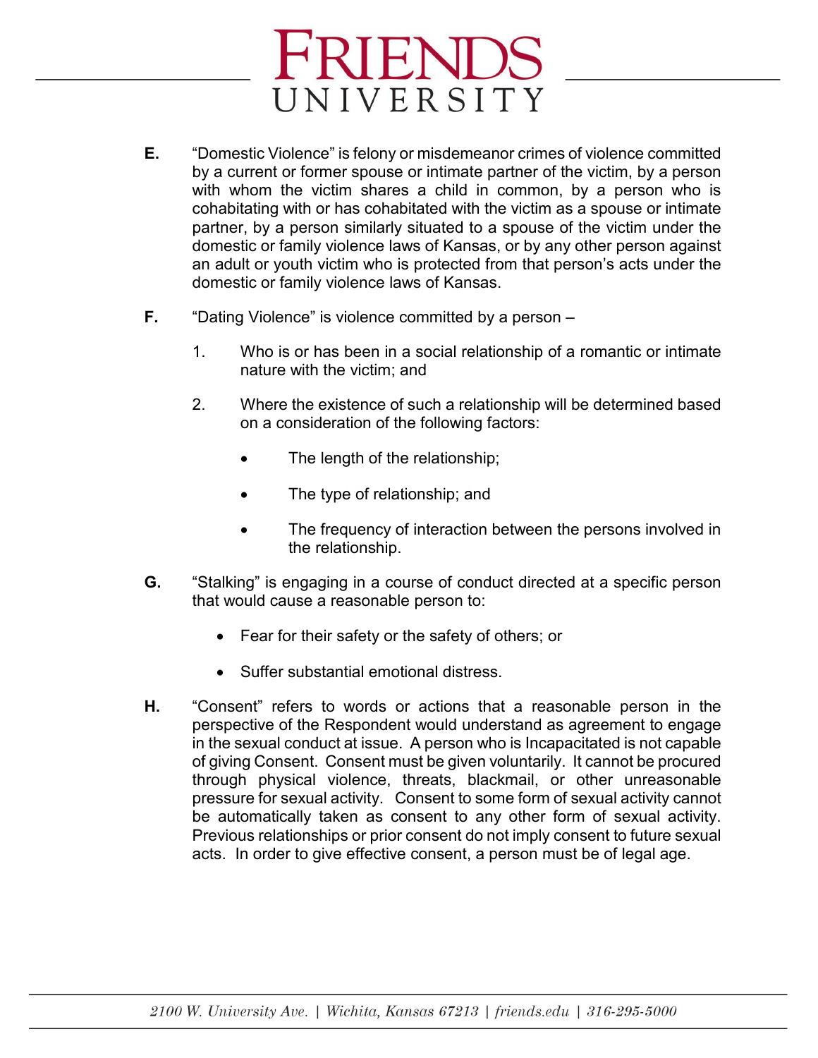**E.** "Domestic Violence" is felony or misdemeanor crimes of violence committed by a current or former spouse or intimate partner of the victim, by a person with whom the victim shares a child in common, by a person who is cohabitating with or has cohabitated with the victim as a spouse or intimate partner, by a person similarly situated to a spouse of the victim under the domestic or family violence laws of Kansas, or by any other person against an adult or youth victim who is protected from that person's acts under the domestic or family violence laws of Kansas.

**F.** "Dating Violence" is violence committed by a person –

1. Who is or has been in a social relationship of a romantic or intimate nature with the victim; and

2. Where the existence of such a relationship will be determined based on a consideration of the following factors:

   - The length of the relationship;
   - The type of relationship; and
   - The frequency of interaction between the persons involved in the relationship.

**G.** "Stalking" is engaging in a course of conduct directed at a specific person that would cause a reasonable person to:

- Fear for their safety or the safety of others; or
- Suffer substantial emotional distress.

**H.** "Consent" refers to words or actions that a reasonable person in the perspective of the Respondent would understand as agreement to engage in the sexual conduct at issue. A person who is Incapacitated is not capable of giving Consent. Consent must be given voluntarily. It cannot be procured through physical violence, threats, blackmail, or other unreasonable pressure for sexual activity. Consent to some form of sexual activity cannot be automatically taken as consent to any other form of sexual activity. Previous relationships or prior consent do not imply consent to future sexual acts. In order to give effective consent, a person must be of legal age.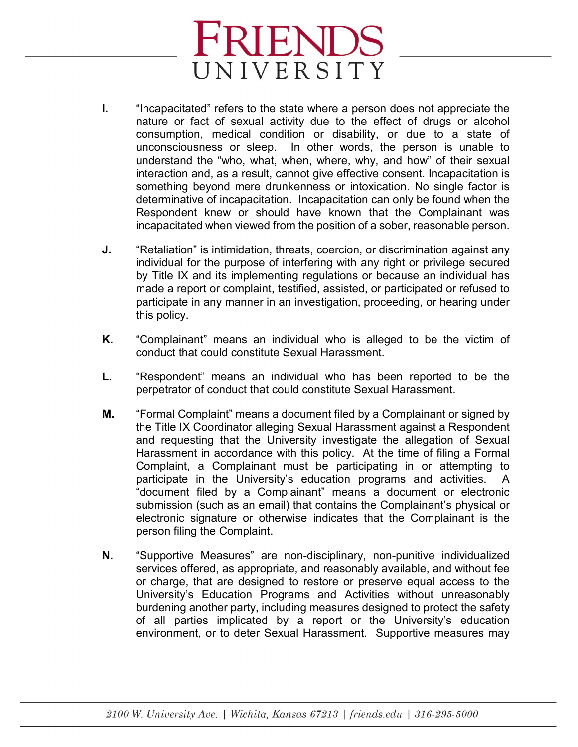**I.** "Incapacitated" refers to the state where a person does not appreciate the nature or fact of sexual activity due to the effect of drugs or alcohol consumption, medical condition or disability, or due to a state of unconsciousness or sleep. In other words, the person is unable to understand the "who, what, when, where, why, and how" of their sexual interaction and, as a result, cannot give effective consent. Incapacitation is something beyond mere drunkenness or intoxication. No single factor is determinative of incapacitation. Incapacitation can only be found when the Respondent knew or should have known that the Complainant was incapacitated when viewed from the position of a sober, reasonable person.

**J.** "Retaliation" is intimidation, threats, coercion, or discrimination against any individual for the purpose of interfering with any right or privilege secured by Title IX and its implementing regulations or because an individual has made a report or complaint, testified, assisted, or participated or refused to participate in any manner in an investigation, proceeding, or hearing under this policy.

**K.** "Complainant" means an individual who is alleged to be the victim of conduct that could constitute Sexual Harassment.

**L.** "Respondent" means an individual who has been reported to be the perpetrator of conduct that could constitute Sexual Harassment.

**M.** "Formal Complaint" means a document filed by a Complainant or signed by the Title IX Coordinator alleging Sexual Harassment against a Respondent and requesting that the University investigate the allegation of Sexual Harassment in accordance with this policy. At the time of filing a Formal Complaint, a Complainant must be participating in or attempting to participate in the University's education programs and activities. A "document filed by a Complainant" means a document or electronic submission (such as an email) that contains the Complainant's physical or electronic signature or otherwise indicates that the Complainant is the person filing the Complaint.

**N.** "Supportive Measures" are non-disciplinary, non-punitive individualized services offered, as appropriate, and reasonably available, and without fee or charge, that are designed to restore or preserve equal access to the University's Education Programs and Activities without unreasonably burdening another party, including measures designed to protect the safety of all parties implicated by a report or the University's education environment, or to deter Sexual Harassment. Supportive measures may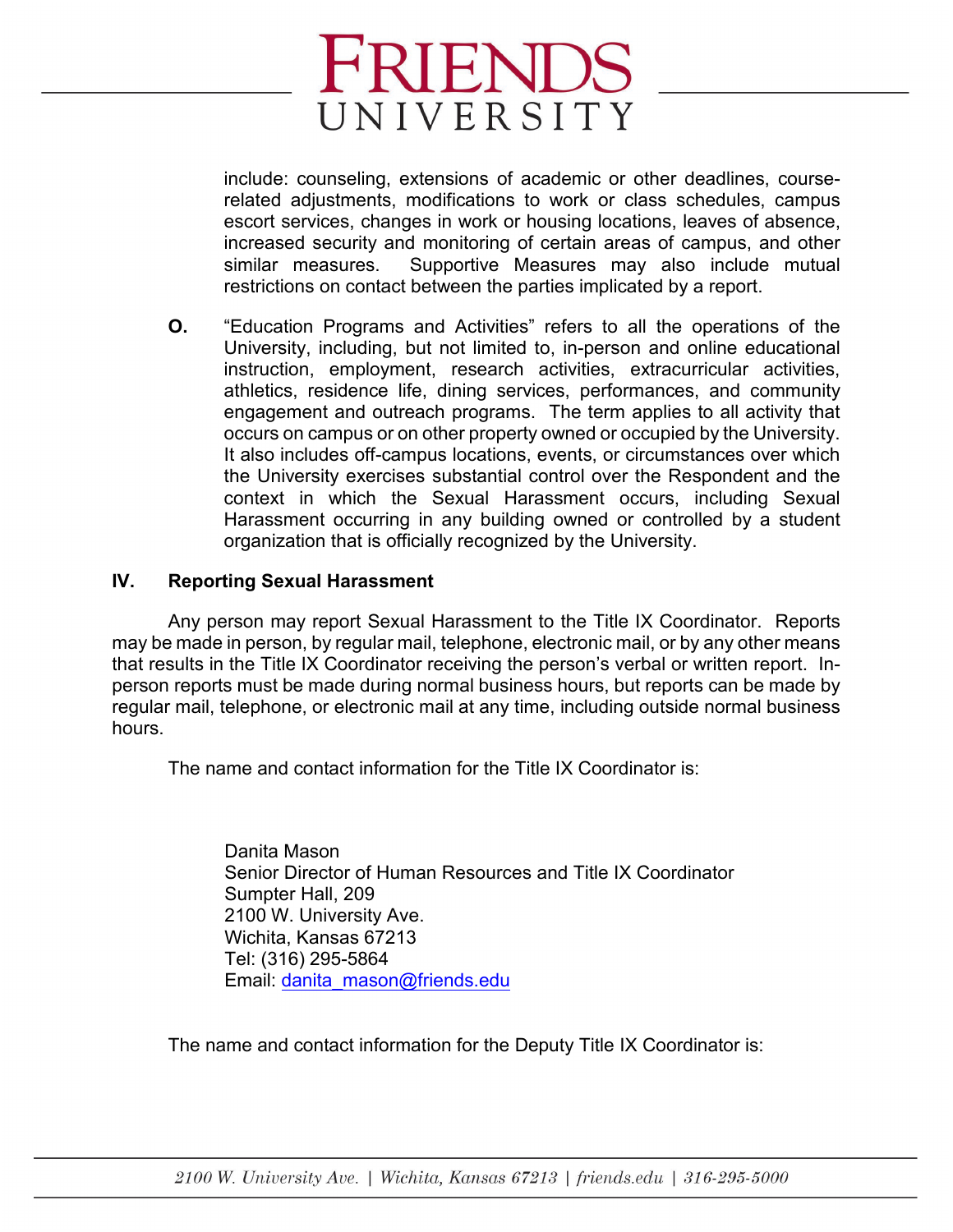include: counseling, extensions of academic or other deadlines, course-related adjustments, modifications to work or class schedules, campus escort services, changes in work or housing locations, leaves of absence, increased security and monitoring of certain areas of campus, and other similar measures. Supportive Measures may also include mutual restrictions on contact between the parties implicated by a report.

**O.** "Education Programs and Activities" refers to all the operations of the University, including, but not limited to, in-person and online educational instruction, employment, research activities, extracurricular activities, athletics, residence life, dining services, performances, and community engagement and outreach programs. The term applies to all activity that occurs on campus or on other property owned or occupied by the University. It also includes off-campus locations, events, or circumstances over which the University exercises substantial control over the Respondent and the context in which the Sexual Harassment occurs, including Sexual Harassment occurring in any building owned or controlled by a student organization that is officially recognized by the University.

## IV. Reporting Sexual Harassment

Any person may report Sexual Harassment to the Title IX Coordinator. Reports may be made in person, by regular mail, telephone, electronic mail, or by any other means that results in the Title IX Coordinator receiving the person's verbal or written report. In-person reports must be made during normal business hours, but reports can be made by regular mail, telephone, or electronic mail at any time, including outside normal business hours.

The name and contact information for the Title IX Coordinator is:

Danita Mason
Senior Director of Human Resources and Title IX Coordinator
Sumpter Hall, 209
2100 W. University Ave.
Wichita, Kansas 67213
Tel: (316) 295-5864
Email: danita_mason@friends.edu

The name and contact information for the Deputy Title IX Coordinator is: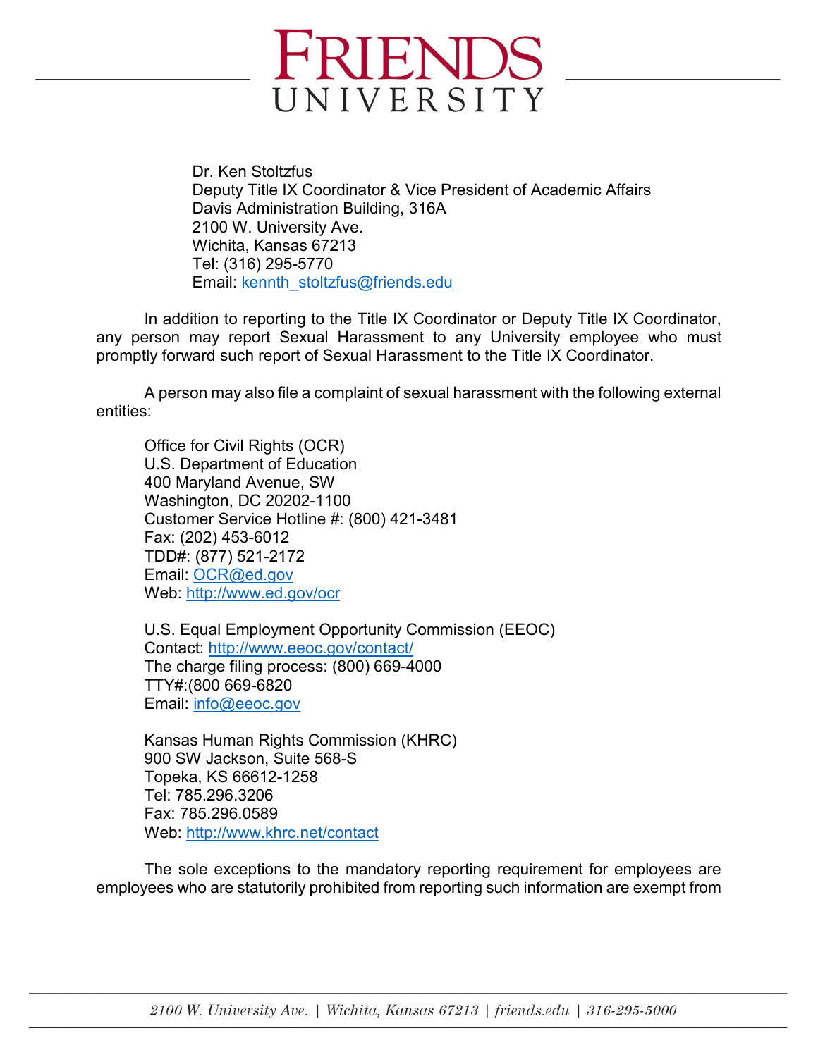Dr. Ken Stoltzfus
Deputy Title IX Coordinator & Vice President of Academic Affairs
Davis Administration Building, 316A
2100 W. University Ave.
Wichita, Kansas 67213
Tel: (316) 295-5770
Email: kennth_stoltzfus@friends.edu

In addition to reporting to the Title IX Coordinator or Deputy Title IX Coordinator, any person may report Sexual Harassment to any University employee who must promptly forward such report of Sexual Harassment to the Title IX Coordinator.

A person may also file a complaint of sexual harassment with the following external entities:

Office for Civil Rights (OCR)
U.S. Department of Education
400 Maryland Avenue, SW
Washington, DC 20202-1100
Customer Service Hotline #: (800) 421-3481
Fax: (202) 453-6012
TDD#: (877) 521-2172
Email: OCR@ed.gov
Web: http://www.ed.gov/ocr

U.S. Equal Employment Opportunity Commission (EEOC)
Contact: http://www.eeoc.gov/contact/
The charge filing process: (800) 669-4000
TTY#:(800 669-6820
Email: info@eeoc.gov

Kansas Human Rights Commission (KHRC)
900 SW Jackson, Suite 568-S
Topeka, KS 66612-1258
Tel: 785.296.3206
Fax: 785.296.0589
Web: http://www.khrc.net/contact

The sole exceptions to the mandatory reporting requirement for employees are employees who are statutorily prohibited from reporting such information are exempt from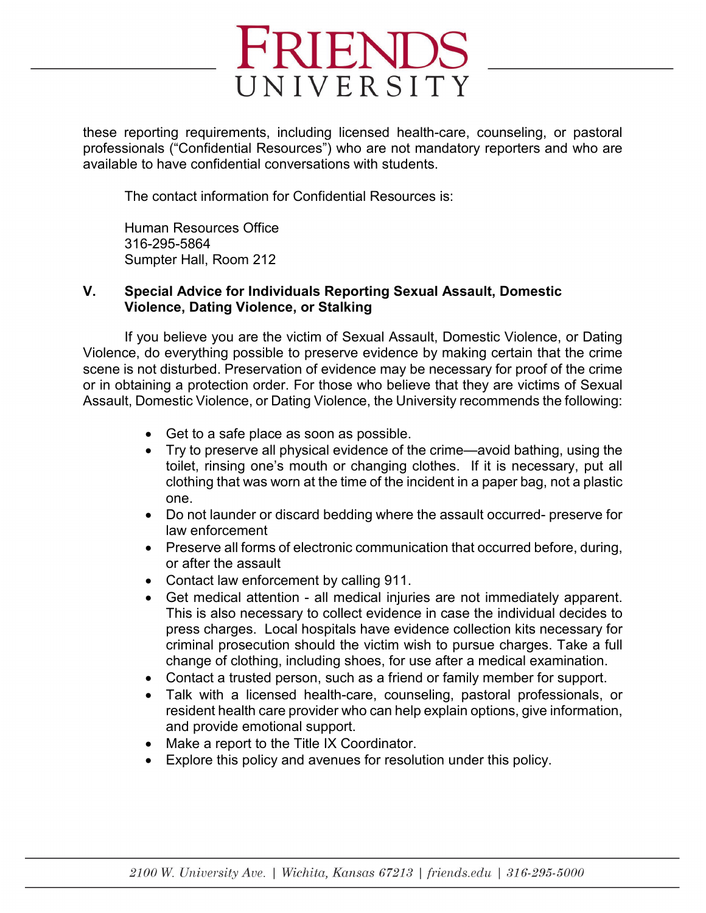these reporting requirements, including licensed health-care, counseling, or pastoral professionals ("Confidential Resources") who are not mandatory reporters and who are available to have confidential conversations with students.

The contact information for Confidential Resources is:

Human Resources Office
316-295-5864
Sumpter Hall, Room 212

## V. Special Advice for Individuals Reporting Sexual Assault, Domestic Violence, Dating Violence, or Stalking

If you believe you are the victim of Sexual Assault, Domestic Violence, or Dating Violence, do everything possible to preserve evidence by making certain that the crime scene is not disturbed. Preservation of evidence may be necessary for proof of the crime or in obtaining a protection order. For those who believe that they are victims of Sexual Assault, Domestic Violence, or Dating Violence, the University recommends the following:

- Get to a safe place as soon as possible.
- Try to preserve all physical evidence of the crime—avoid bathing, using the toilet, rinsing one's mouth or changing clothes. If it is necessary, put all clothing that was worn at the time of the incident in a paper bag, not a plastic one.
- Do not launder or discard bedding where the assault occurred- preserve for law enforcement
- Preserve all forms of electronic communication that occurred before, during, or after the assault
- Contact law enforcement by calling 911.
- Get medical attention - all medical injuries are not immediately apparent. This is also necessary to collect evidence in case the individual decides to press charges. Local hospitals have evidence collection kits necessary for criminal prosecution should the victim wish to pursue charges. Take a full change of clothing, including shoes, for use after a medical examination.
- Contact a trusted person, such as a friend or family member for support.
- Talk with a licensed health-care, counseling, pastoral professionals, or resident health care provider who can help explain options, give information, and provide emotional support.
- Make a report to the Title IX Coordinator.
- Explore this policy and avenues for resolution under this policy.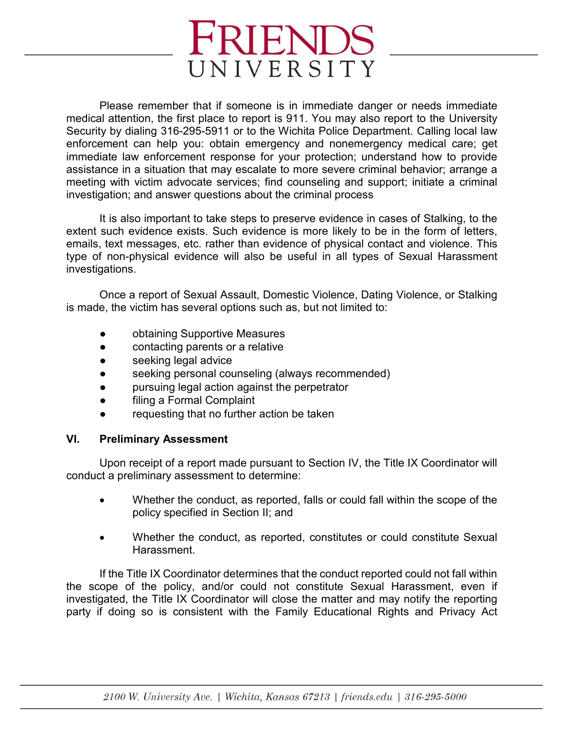Please remember that if someone is in immediate danger or needs immediate medical attention, the first place to report is 911. You may also report to the University Security by dialing 316-295-5911 or to the Wichita Police Department. Calling local law enforcement can help you: obtain emergency and nonemergency medical care; get immediate law enforcement response for your protection; understand how to provide assistance in a situation that may escalate to more severe criminal behavior; arrange a meeting with victim advocate services; find counseling and support; initiate a criminal investigation; and answer questions about the criminal process

It is also important to take steps to preserve evidence in cases of Stalking, to the extent such evidence exists. Such evidence is more likely to be in the form of letters, emails, text messages, etc. rather than evidence of physical contact and violence. This type of non-physical evidence will also be useful in all types of Sexual Harassment investigations.

Once a report of Sexual Assault, Domestic Violence, Dating Violence, or Stalking is made, the victim has several options such as, but not limited to:

- obtaining Supportive Measures
- contacting parents or a relative
- seeking legal advice
- seeking personal counseling (always recommended)
- pursuing legal action against the perpetrator
- filing a Formal Complaint
- requesting that no further action be taken

## VI. Preliminary Assessment

Upon receipt of a report made pursuant to Section IV, the Title IX Coordinator will conduct a preliminary assessment to determine:

- Whether the conduct, as reported, falls or could fall within the scope of the policy specified in Section II; and
- Whether the conduct, as reported, constitutes or could constitute Sexual Harassment.

If the Title IX Coordinator determines that the conduct reported could not fall within the scope of the policy, and/or could not constitute Sexual Harassment, even if investigated, the Title IX Coordinator will close the matter and may notify the reporting party if doing so is consistent with the Family Educational Rights and Privacy Act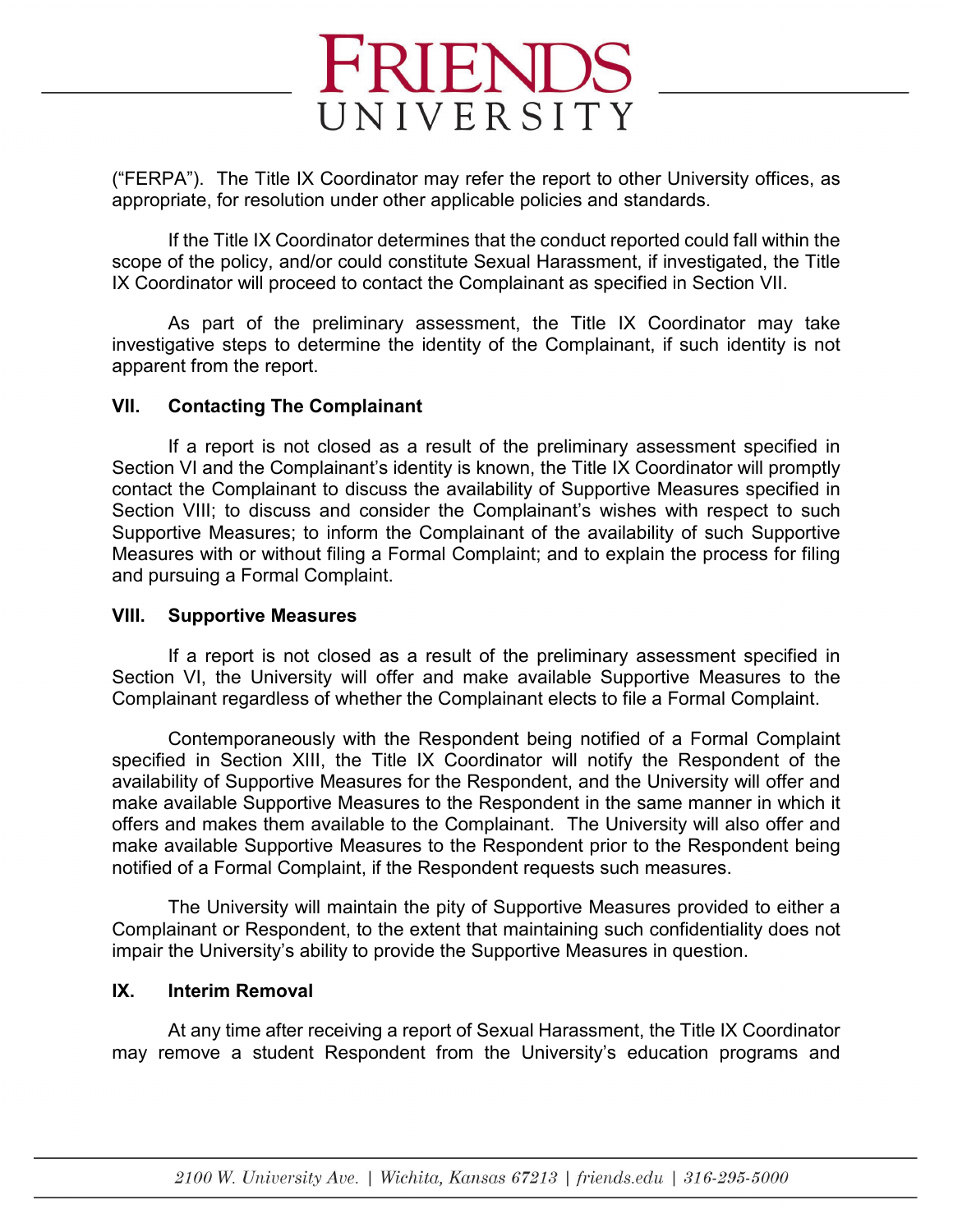("FERPA"). The Title IX Coordinator may refer the report to other University offices, as appropriate, for resolution under other applicable policies and standards.

If the Title IX Coordinator determines that the conduct reported could fall within the scope of the policy, and/or could constitute Sexual Harassment, if investigated, the Title IX Coordinator will proceed to contact the Complainant as specified in Section VII.

As part of the preliminary assessment, the Title IX Coordinator may take investigative steps to determine the identity of the Complainant, if such identity is not apparent from the report.

### VII. Contacting The Complainant

If a report is not closed as a result of the preliminary assessment specified in Section VI and the Complainant's identity is known, the Title IX Coordinator will promptly contact the Complainant to discuss the availability of Supportive Measures specified in Section VIII; to discuss and consider the Complainant's wishes with respect to such Supportive Measures; to inform the Complainant of the availability of such Supportive Measures with or without filing a Formal Complaint; and to explain the process for filing and pursuing a Formal Complaint.

### VIII. Supportive Measures

If a report is not closed as a result of the preliminary assessment specified in Section VI, the University will offer and make available Supportive Measures to the Complainant regardless of whether the Complainant elects to file a Formal Complaint.

Contemporaneously with the Respondent being notified of a Formal Complaint specified in Section XIII, the Title IX Coordinator will notify the Respondent of the availability of Supportive Measures for the Respondent, and the University will offer and make available Supportive Measures to the Respondent in the same manner in which it offers and makes them available to the Complainant. The University will also offer and make available Supportive Measures to the Respondent prior to the Respondent being notified of a Formal Complaint, if the Respondent requests such measures.

The University will maintain the pity of Supportive Measures provided to either a Complainant or Respondent, to the extent that maintaining such confidentiality does not impair the University's ability to provide the Supportive Measures in question.

### IX. Interim Removal

At any time after receiving a report of Sexual Harassment, the Title IX Coordinator may remove a student Respondent from the University's education programs and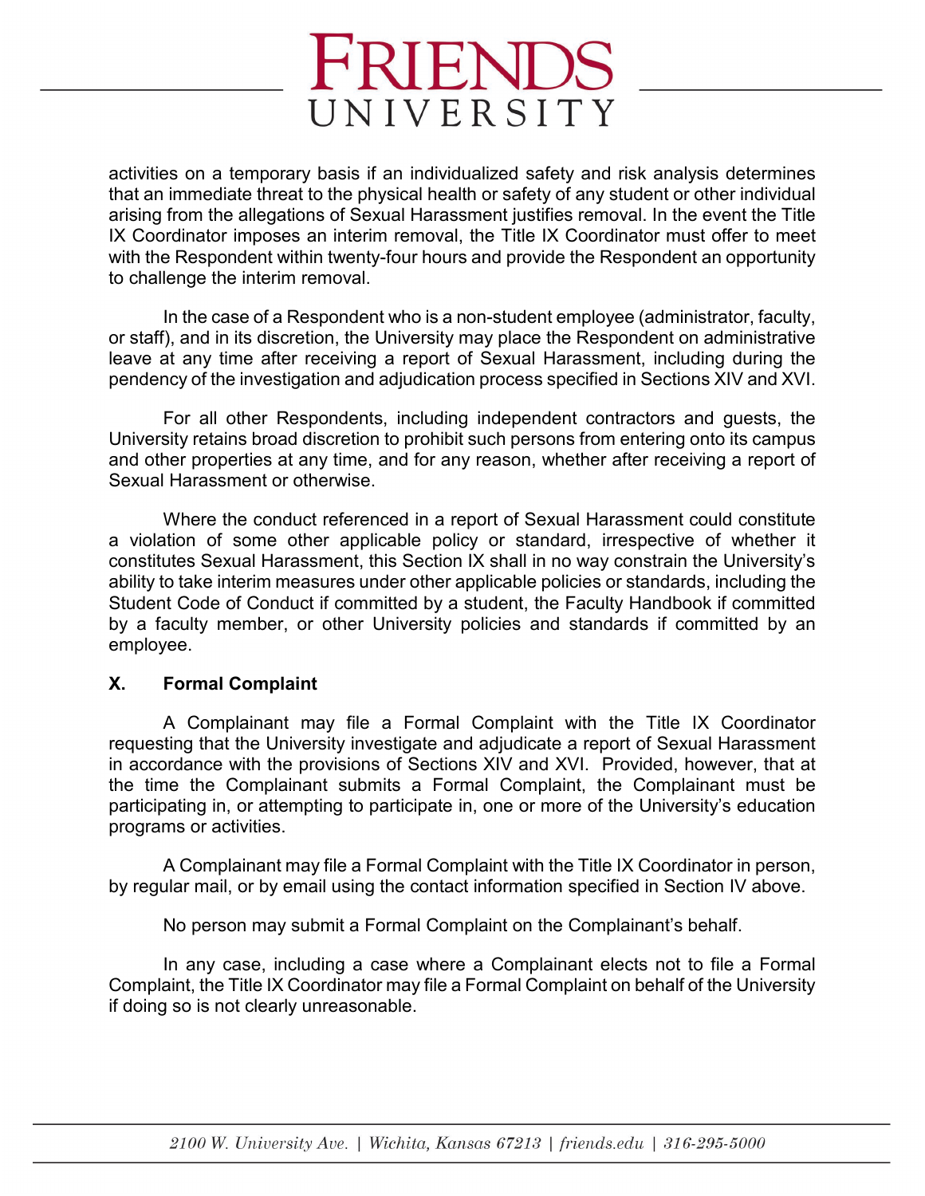activities on a temporary basis if an individualized safety and risk analysis determines that an immediate threat to the physical health or safety of any student or other individual arising from the allegations of Sexual Harassment justifies removal. In the event the Title IX Coordinator imposes an interim removal, the Title IX Coordinator must offer to meet with the Respondent within twenty-four hours and provide the Respondent an opportunity to challenge the interim removal.

In the case of a Respondent who is a non-student employee (administrator, faculty, or staff), and in its discretion, the University may place the Respondent on administrative leave at any time after receiving a report of Sexual Harassment, including during the pendency of the investigation and adjudication process specified in Sections XIV and XVI.

For all other Respondents, including independent contractors and guests, the University retains broad discretion to prohibit such persons from entering onto its campus and other properties at any time, and for any reason, whether after receiving a report of Sexual Harassment or otherwise.

Where the conduct referenced in a report of Sexual Harassment could constitute a violation of some other applicable policy or standard, irrespective of whether it constitutes Sexual Harassment, this Section IX shall in no way constrain the University's ability to take interim measures under other applicable policies or standards, including the Student Code of Conduct if committed by a student, the Faculty Handbook if committed by a faculty member, or other University policies and standards if committed by an employee.

## X. Formal Complaint

A Complainant may file a Formal Complaint with the Title IX Coordinator requesting that the University investigate and adjudicate a report of Sexual Harassment in accordance with the provisions of Sections XIV and XVI. Provided, however, that at the time the Complainant submits a Formal Complaint, the Complainant must be participating in, or attempting to participate in, one or more of the University's education programs or activities.

A Complainant may file a Formal Complaint with the Title IX Coordinator in person, by regular mail, or by email using the contact information specified in Section IV above.

No person may submit a Formal Complaint on the Complainant's behalf.

In any case, including a case where a Complainant elects not to file a Formal Complaint, the Title IX Coordinator may file a Formal Complaint on behalf of the University if doing so is not clearly unreasonable.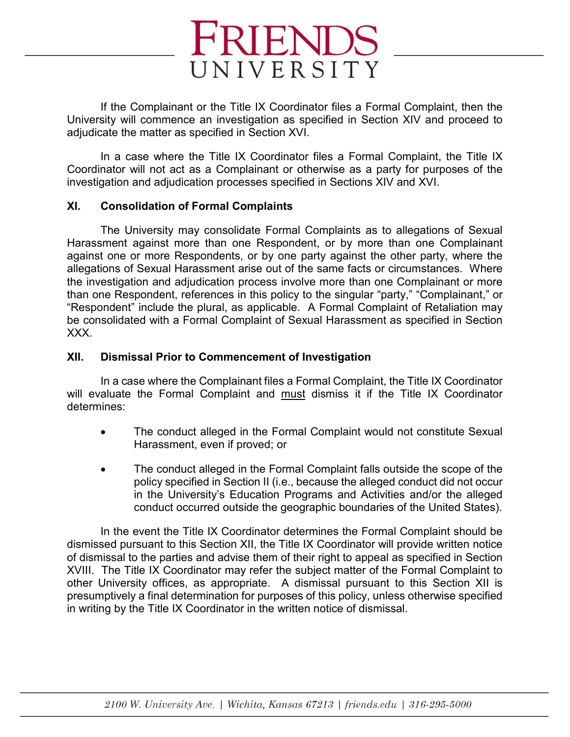If the Complainant or the Title IX Coordinator files a Formal Complaint, then the University will commence an investigation as specified in Section XIV and proceed to adjudicate the matter as specified in Section XVI.

In a case where the Title IX Coordinator files a Formal Complaint, the Title IX Coordinator will not act as a Complainant or otherwise as a party for purposes of the investigation and adjudication processes specified in Sections XIV and XVI.

## XI. Consolidation of Formal Complaints

The University may consolidate Formal Complaints as to allegations of Sexual Harassment against more than one Respondent, or by more than one Complainant against one or more Respondents, or by one party against the other party, where the allegations of Sexual Harassment arise out of the same facts or circumstances. Where the investigation and adjudication process involve more than one Complainant or more than one Respondent, references in this policy to the singular "party," "Complainant," or "Respondent" include the plural, as applicable. A Formal Complaint of Retaliation may be consolidated with a Formal Complaint of Sexual Harassment as specified in Section XXX.

## XII. Dismissal Prior to Commencement of Investigation

In a case where the Complainant files a Formal Complaint, the Title IX Coordinator will evaluate the Formal Complaint and <u>must</u> dismiss it if the Title IX Coordinator determines:

- The conduct alleged in the Formal Complaint would not constitute Sexual Harassment, even if proved; or
- The conduct alleged in the Formal Complaint falls outside the scope of the policy specified in Section II (i.e., because the alleged conduct did not occur in the University's Education Programs and Activities and/or the alleged conduct occurred outside the geographic boundaries of the United States).

In the event the Title IX Coordinator determines the Formal Complaint should be dismissed pursuant to this Section XII, the Title IX Coordinator will provide written notice of dismissal to the parties and advise them of their right to appeal as specified in Section XVIII. The Title IX Coordinator may refer the subject matter of the Formal Complaint to other University offices, as appropriate. A dismissal pursuant to this Section XII is presumptively a final determination for purposes of this policy, unless otherwise specified in writing by the Title IX Coordinator in the written notice of dismissal.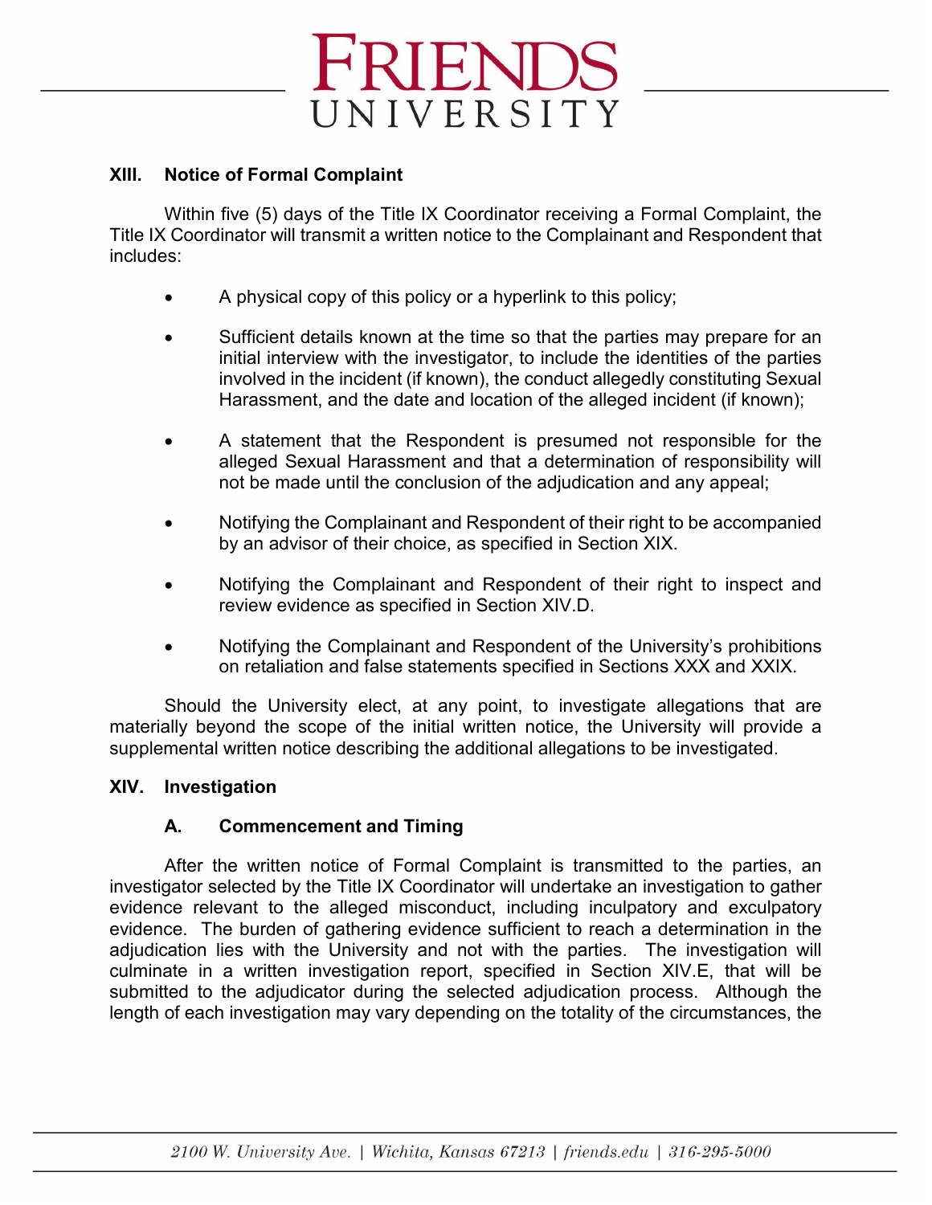## XIII. Notice of Formal Complaint

Within five (5) days of the Title IX Coordinator receiving a Formal Complaint, the Title IX Coordinator will transmit a written notice to the Complainant and Respondent that includes:

- A physical copy of this policy or a hyperlink to this policy;
- Sufficient details known at the time so that the parties may prepare for an initial interview with the investigator, to include the identities of the parties involved in the incident (if known), the conduct allegedly constituting Sexual Harassment, and the date and location of the alleged incident (if known);
- A statement that the Respondent is presumed not responsible for the alleged Sexual Harassment and that a determination of responsibility will not be made until the conclusion of the adjudication and any appeal;
- Notifying the Complainant and Respondent of their right to be accompanied by an advisor of their choice, as specified in Section XIX.
- Notifying the Complainant and Respondent of their right to inspect and review evidence as specified in Section XIV.D.
- Notifying the Complainant and Respondent of the University's prohibitions on retaliation and false statements specified in Sections XXX and XXIX.

Should the University elect, at any point, to investigate allegations that are materially beyond the scope of the initial written notice, the University will provide a supplemental written notice describing the additional allegations to be investigated.

## XIV. Investigation

### A. Commencement and Timing

After the written notice of Formal Complaint is transmitted to the parties, an investigator selected by the Title IX Coordinator will undertake an investigation to gather evidence relevant to the alleged misconduct, including inculpatory and exculpatory evidence. The burden of gathering evidence sufficient to reach a determination in the adjudication lies with the University and not with the parties. The investigation will culminate in a written investigation report, specified in Section XIV.E, that will be submitted to the adjudicator during the selected adjudication process. Although the length of each investigation may vary depending on the totality of the circumstances, the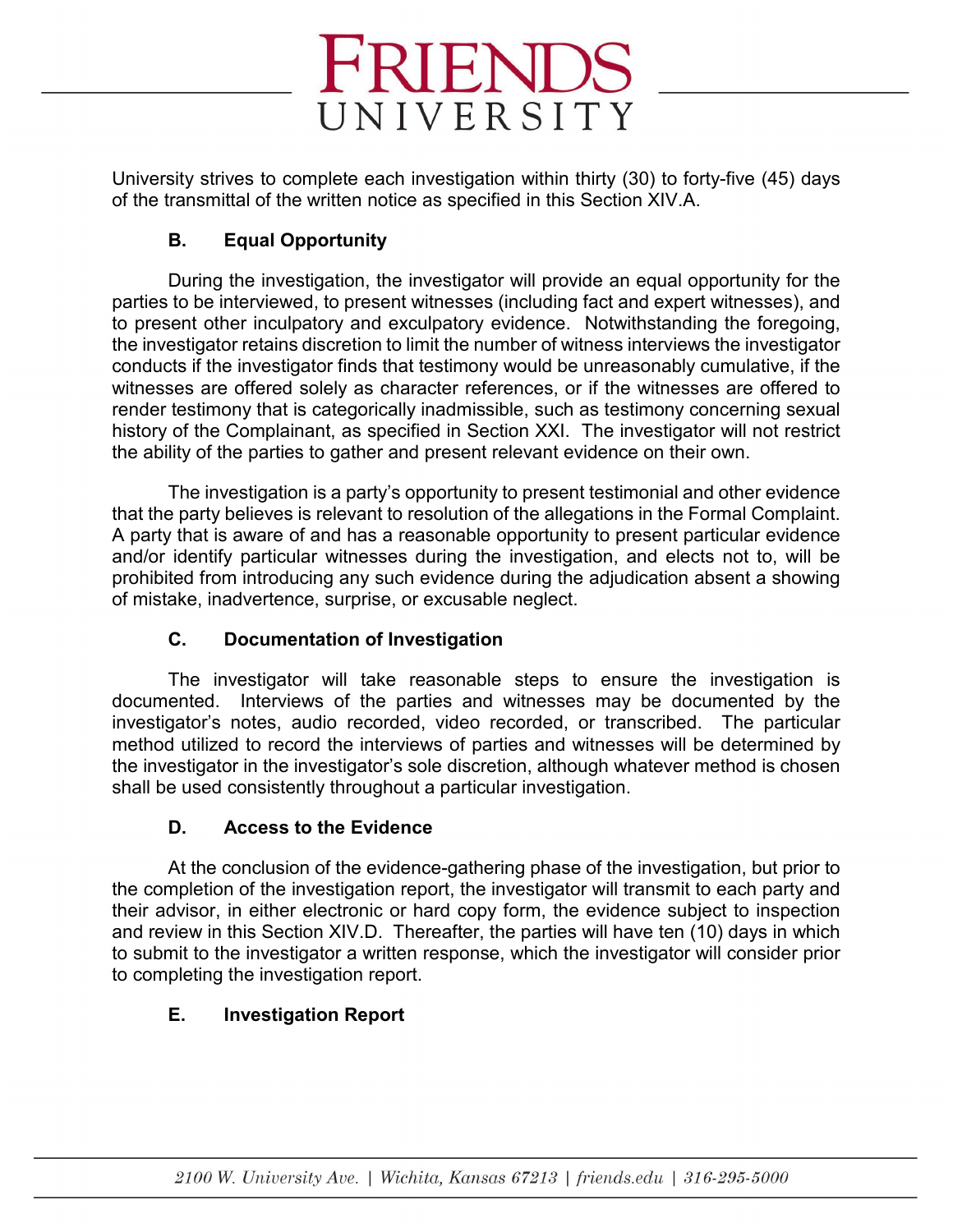University strives to complete each investigation within thirty (30) to forty-five (45) days of the transmittal of the written notice as specified in this Section XIV.A.

### B. Equal Opportunity

During the investigation, the investigator will provide an equal opportunity for the parties to be interviewed, to present witnesses (including fact and expert witnesses), and to present other inculpatory and exculpatory evidence. Notwithstanding the foregoing, the investigator retains discretion to limit the number of witness interviews the investigator conducts if the investigator finds that testimony would be unreasonably cumulative, if the witnesses are offered solely as character references, or if the witnesses are offered to render testimony that is categorically inadmissible, such as testimony concerning sexual history of the Complainant, as specified in Section XXI. The investigator will not restrict the ability of the parties to gather and present relevant evidence on their own.

The investigation is a party's opportunity to present testimonial and other evidence that the party believes is relevant to resolution of the allegations in the Formal Complaint. A party that is aware of and has a reasonable opportunity to present particular evidence and/or identify particular witnesses during the investigation, and elects not to, will be prohibited from introducing any such evidence during the adjudication absent a showing of mistake, inadvertence, surprise, or excusable neglect.

### C. Documentation of Investigation

The investigator will take reasonable steps to ensure the investigation is documented. Interviews of the parties and witnesses may be documented by the investigator's notes, audio recorded, video recorded, or transcribed. The particular method utilized to record the interviews of parties and witnesses will be determined by the investigator in the investigator's sole discretion, although whatever method is chosen shall be used consistently throughout a particular investigation.

### D. Access to the Evidence

At the conclusion of the evidence-gathering phase of the investigation, but prior to the completion of the investigation report, the investigator will transmit to each party and their advisor, in either electronic or hard copy form, the evidence subject to inspection and review in this Section XIV.D. Thereafter, the parties will have ten (10) days in which to submit to the investigator a written response, which the investigator will consider prior to completing the investigation report.

### E. Investigation Report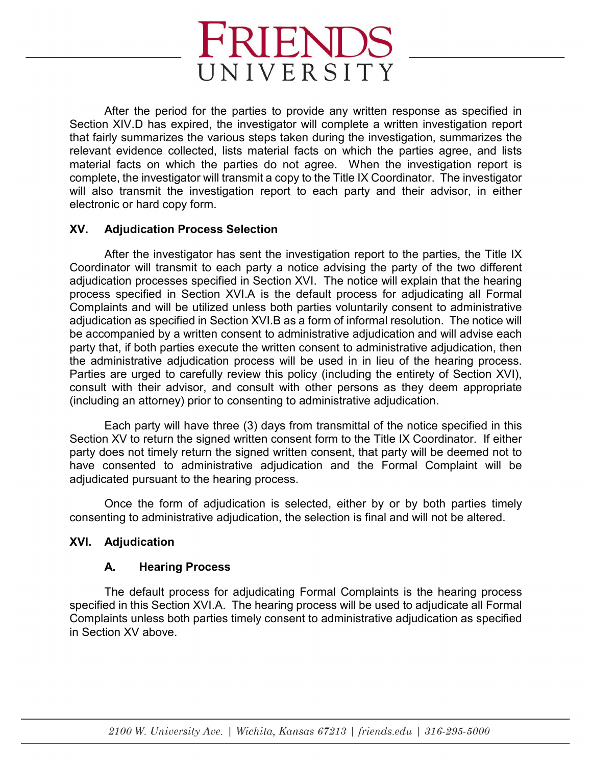After the period for the parties to provide any written response as specified in Section XIV.D has expired, the investigator will complete a written investigation report that fairly summarizes the various steps taken during the investigation, summarizes the relevant evidence collected, lists material facts on which the parties agree, and lists material facts on which the parties do not agree. When the investigation report is complete, the investigator will transmit a copy to the Title IX Coordinator. The investigator will also transmit the investigation report to each party and their advisor, in either electronic or hard copy form.

## XV. Adjudication Process Selection

After the investigator has sent the investigation report to the parties, the Title IX Coordinator will transmit to each party a notice advising the party of the two different adjudication processes specified in Section XVI. The notice will explain that the hearing process specified in Section XVI.A is the default process for adjudicating all Formal Complaints and will be utilized unless both parties voluntarily consent to administrative adjudication as specified in Section XVI.B as a form of informal resolution. The notice will be accompanied by a written consent to administrative adjudication and will advise each party that, if both parties execute the written consent to administrative adjudication, then the administrative adjudication process will be used in in lieu of the hearing process. Parties are urged to carefully review this policy (including the entirety of Section XVI), consult with their advisor, and consult with other persons as they deem appropriate (including an attorney) prior to consenting to administrative adjudication.

Each party will have three (3) days from transmittal of the notice specified in this Section XV to return the signed written consent form to the Title IX Coordinator. If either party does not timely return the signed written consent, that party will be deemed not to have consented to administrative adjudication and the Formal Complaint will be adjudicated pursuant to the hearing process.

Once the form of adjudication is selected, either by or by both parties timely consenting to administrative adjudication, the selection is final and will not be altered.

## XVI. Adjudication

### A. Hearing Process

The default process for adjudicating Formal Complaints is the hearing process specified in this Section XVI.A. The hearing process will be used to adjudicate all Formal Complaints unless both parties timely consent to administrative adjudication as specified in Section XV above.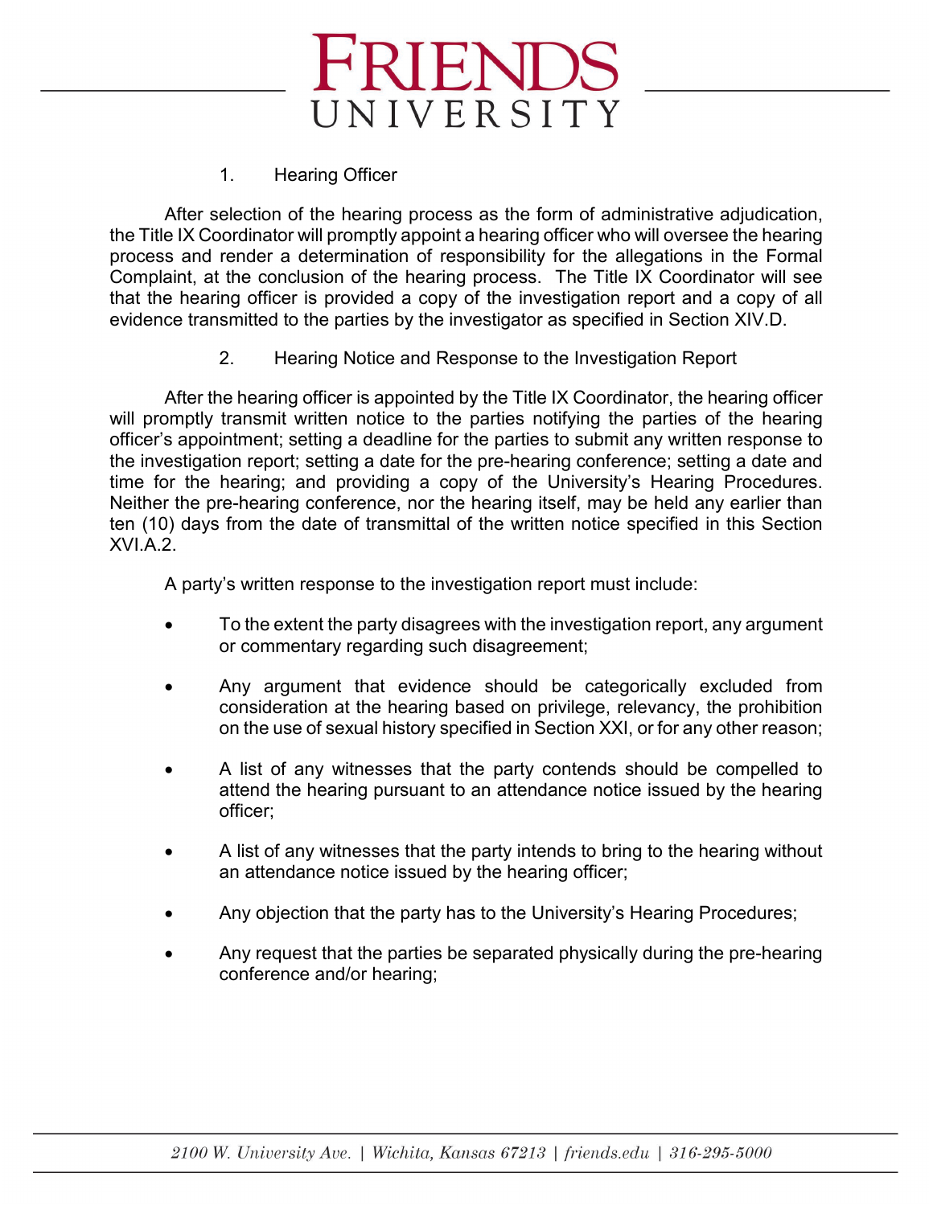1. Hearing Officer

After selection of the hearing process as the form of administrative adjudication, the Title IX Coordinator will promptly appoint a hearing officer who will oversee the hearing process and render a determination of responsibility for the allegations in the Formal Complaint, at the conclusion of the hearing process. The Title IX Coordinator will see that the hearing officer is provided a copy of the investigation report and a copy of all evidence transmitted to the parties by the investigator as specified in Section XIV.D.

2. Hearing Notice and Response to the Investigation Report

After the hearing officer is appointed by the Title IX Coordinator, the hearing officer will promptly transmit written notice to the parties notifying the parties of the hearing officer's appointment; setting a deadline for the parties to submit any written response to the investigation report; setting a date for the pre-hearing conference; setting a date and time for the hearing; and providing a copy of the University's Hearing Procedures. Neither the pre-hearing conference, nor the hearing itself, may be held any earlier than ten (10) days from the date of transmittal of the written notice specified in this Section XVI.A.2.

A party's written response to the investigation report must include:

- To the extent the party disagrees with the investigation report, any argument or commentary regarding such disagreement;
- Any argument that evidence should be categorically excluded from consideration at the hearing based on privilege, relevancy, the prohibition on the use of sexual history specified in Section XXI, or for any other reason;
- A list of any witnesses that the party contends should be compelled to attend the hearing pursuant to an attendance notice issued by the hearing officer;
- A list of any witnesses that the party intends to bring to the hearing without an attendance notice issued by the hearing officer;
- Any objection that the party has to the University's Hearing Procedures;
- Any request that the parties be separated physically during the pre-hearing conference and/or hearing;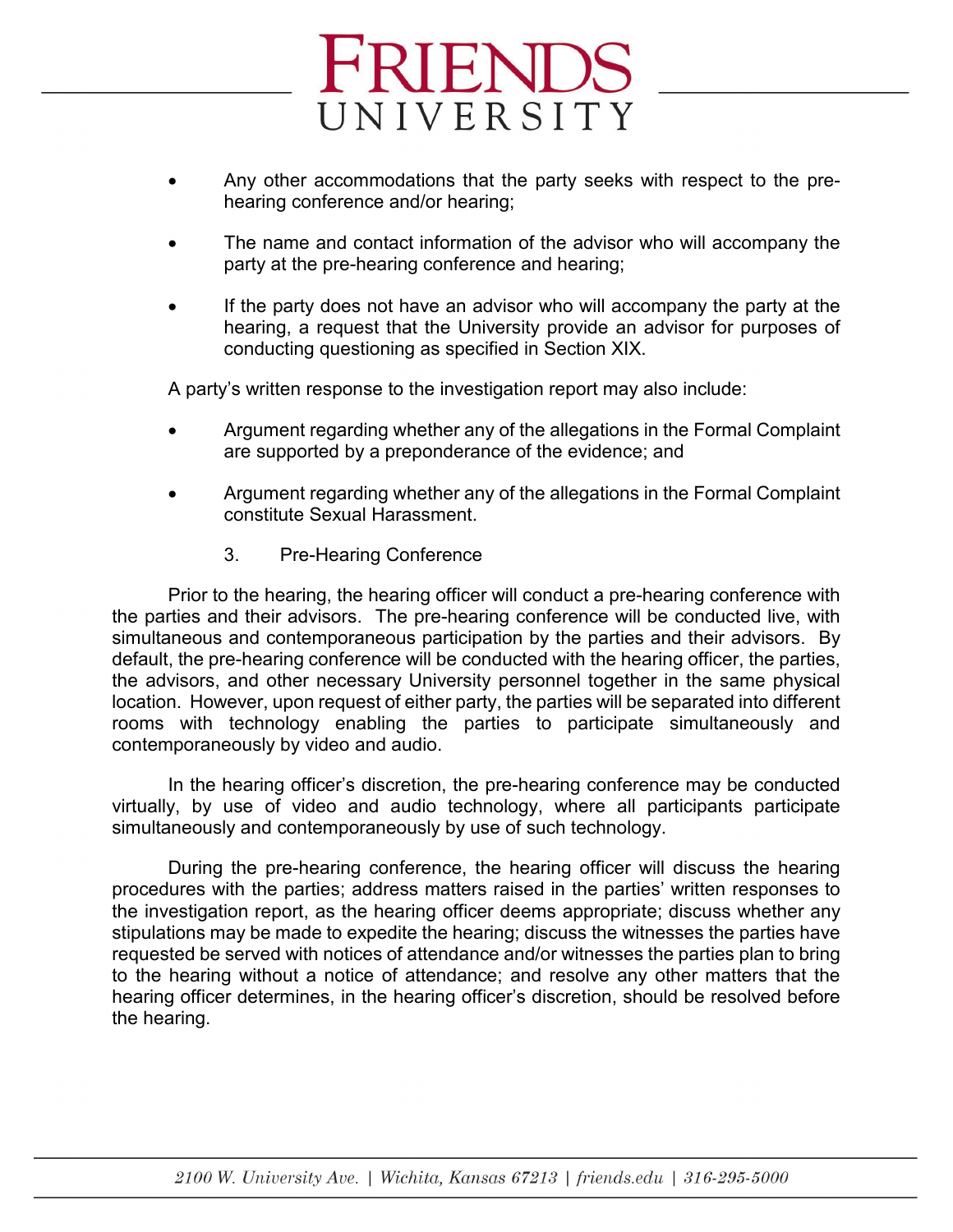- Any other accommodations that the party seeks with respect to the pre-hearing conference and/or hearing;

- The name and contact information of the advisor who will accompany the party at the pre-hearing conference and hearing;

- If the party does not have an advisor who will accompany the party at the hearing, a request that the University provide an advisor for purposes of conducting questioning as specified in Section XIX.

A party's written response to the investigation report may also include:

- Argument regarding whether any of the allegations in the Formal Complaint are supported by a preponderance of the evidence; and

- Argument regarding whether any of the allegations in the Formal Complaint constitute Sexual Harassment.

3. Pre-Hearing Conference

Prior to the hearing, the hearing officer will conduct a pre-hearing conference with the parties and their advisors. The pre-hearing conference will be conducted live, with simultaneous and contemporaneous participation by the parties and their advisors. By default, the pre-hearing conference will be conducted with the hearing officer, the parties, the advisors, and other necessary University personnel together in the same physical location. However, upon request of either party, the parties will be separated into different rooms with technology enabling the parties to participate simultaneously and contemporaneously by video and audio.

In the hearing officer's discretion, the pre-hearing conference may be conducted virtually, by use of video and audio technology, where all participants participate simultaneously and contemporaneously by use of such technology.

During the pre-hearing conference, the hearing officer will discuss the hearing procedures with the parties; address matters raised in the parties' written responses to the investigation report, as the hearing officer deems appropriate; discuss whether any stipulations may be made to expedite the hearing; discuss the witnesses the parties have requested be served with notices of attendance and/or witnesses the parties plan to bring to the hearing without a notice of attendance; and resolve any other matters that the hearing officer determines, in the hearing officer's discretion, should be resolved before the hearing.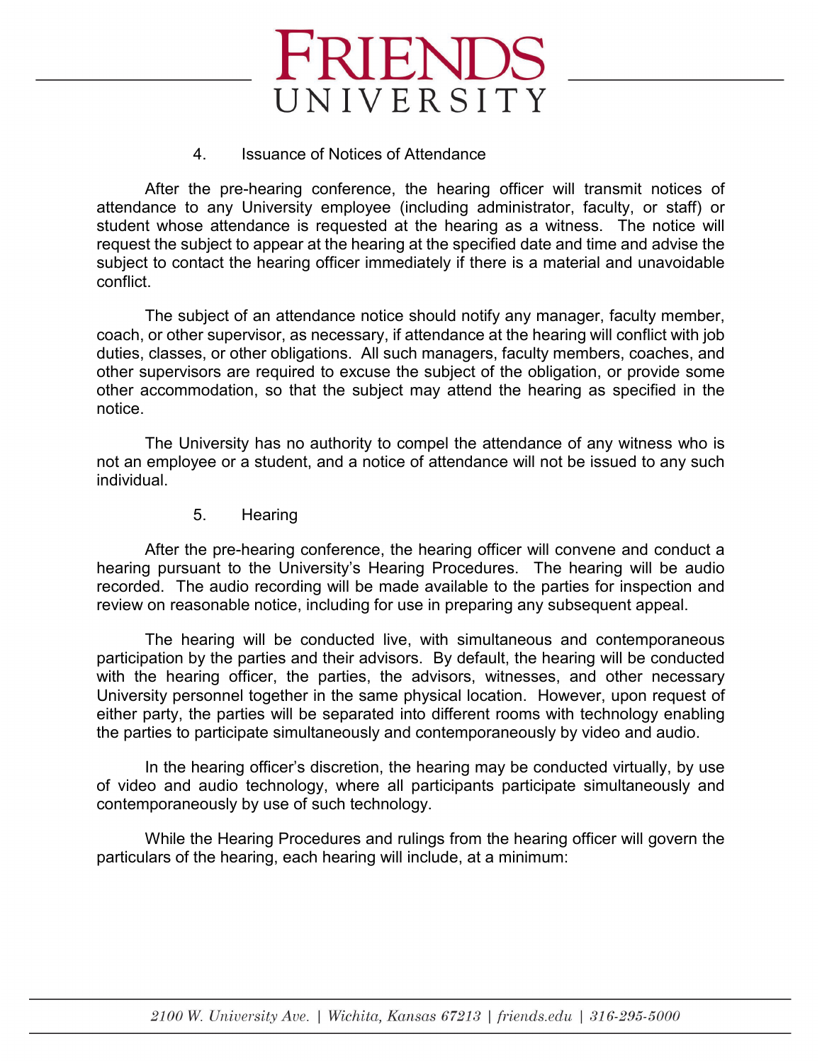4. Issuance of Notices of Attendance

After the pre-hearing conference, the hearing officer will transmit notices of attendance to any University employee (including administrator, faculty, or staff) or student whose attendance is requested at the hearing as a witness. The notice will request the subject to appear at the hearing at the specified date and time and advise the subject to contact the hearing officer immediately if there is a material and unavoidable conflict.

The subject of an attendance notice should notify any manager, faculty member, coach, or other supervisor, as necessary, if attendance at the hearing will conflict with job duties, classes, or other obligations. All such managers, faculty members, coaches, and other supervisors are required to excuse the subject of the obligation, or provide some other accommodation, so that the subject may attend the hearing as specified in the notice.

The University has no authority to compel the attendance of any witness who is not an employee or a student, and a notice of attendance will not be issued to any such individual.

5. Hearing

After the pre-hearing conference, the hearing officer will convene and conduct a hearing pursuant to the University's Hearing Procedures. The hearing will be audio recorded. The audio recording will be made available to the parties for inspection and review on reasonable notice, including for use in preparing any subsequent appeal.

The hearing will be conducted live, with simultaneous and contemporaneous participation by the parties and their advisors. By default, the hearing will be conducted with the hearing officer, the parties, the advisors, witnesses, and other necessary University personnel together in the same physical location. However, upon request of either party, the parties will be separated into different rooms with technology enabling the parties to participate simultaneously and contemporaneously by video and audio.

In the hearing officer's discretion, the hearing may be conducted virtually, by use of video and audio technology, where all participants participate simultaneously and contemporaneously by use of such technology.

While the Hearing Procedures and rulings from the hearing officer will govern the particulars of the hearing, each hearing will include, at a minimum: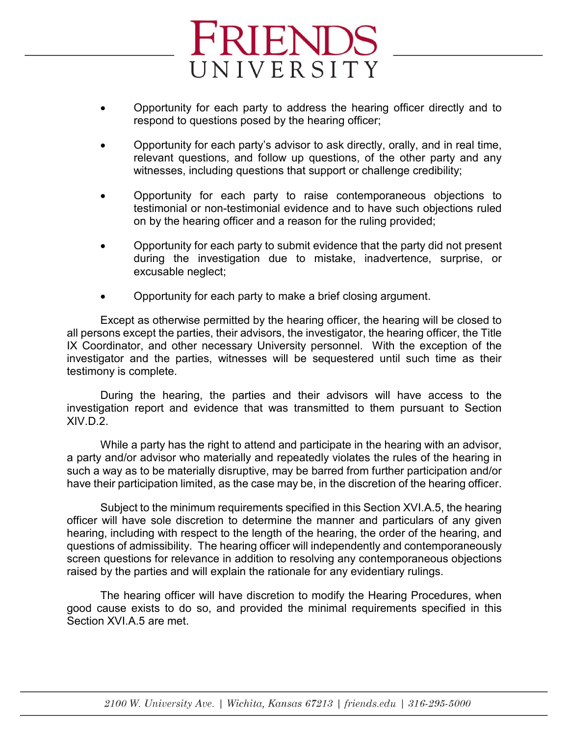- Opportunity for each party to address the hearing officer directly and to respond to questions posed by the hearing officer;

- Opportunity for each party's advisor to ask directly, orally, and in real time, relevant questions, and follow up questions, of the other party and any witnesses, including questions that support or challenge credibility;

- Opportunity for each party to raise contemporaneous objections to testimonial or non-testimonial evidence and to have such objections ruled on by the hearing officer and a reason for the ruling provided;

- Opportunity for each party to submit evidence that the party did not present during the investigation due to mistake, inadvertence, surprise, or excusable neglect;

- Opportunity for each party to make a brief closing argument.

Except as otherwise permitted by the hearing officer, the hearing will be closed to all persons except the parties, their advisors, the investigator, the hearing officer, the Title IX Coordinator, and other necessary University personnel. With the exception of the investigator and the parties, witnesses will be sequestered until such time as their testimony is complete.

During the hearing, the parties and their advisors will have access to the investigation report and evidence that was transmitted to them pursuant to Section XIV.D.2.

While a party has the right to attend and participate in the hearing with an advisor, a party and/or advisor who materially and repeatedly violates the rules of the hearing in such a way as to be materially disruptive, may be barred from further participation and/or have their participation limited, as the case may be, in the discretion of the hearing officer.

Subject to the minimum requirements specified in this Section XVI.A.5, the hearing officer will have sole discretion to determine the manner and particulars of any given hearing, including with respect to the length of the hearing, the order of the hearing, and questions of admissibility. The hearing officer will independently and contemporaneously screen questions for relevance in addition to resolving any contemporaneous objections raised by the parties and will explain the rationale for any evidentiary rulings.

The hearing officer will have discretion to modify the Hearing Procedures, when good cause exists to do so, and provided the minimal requirements specified in this Section XVI.A.5 are met.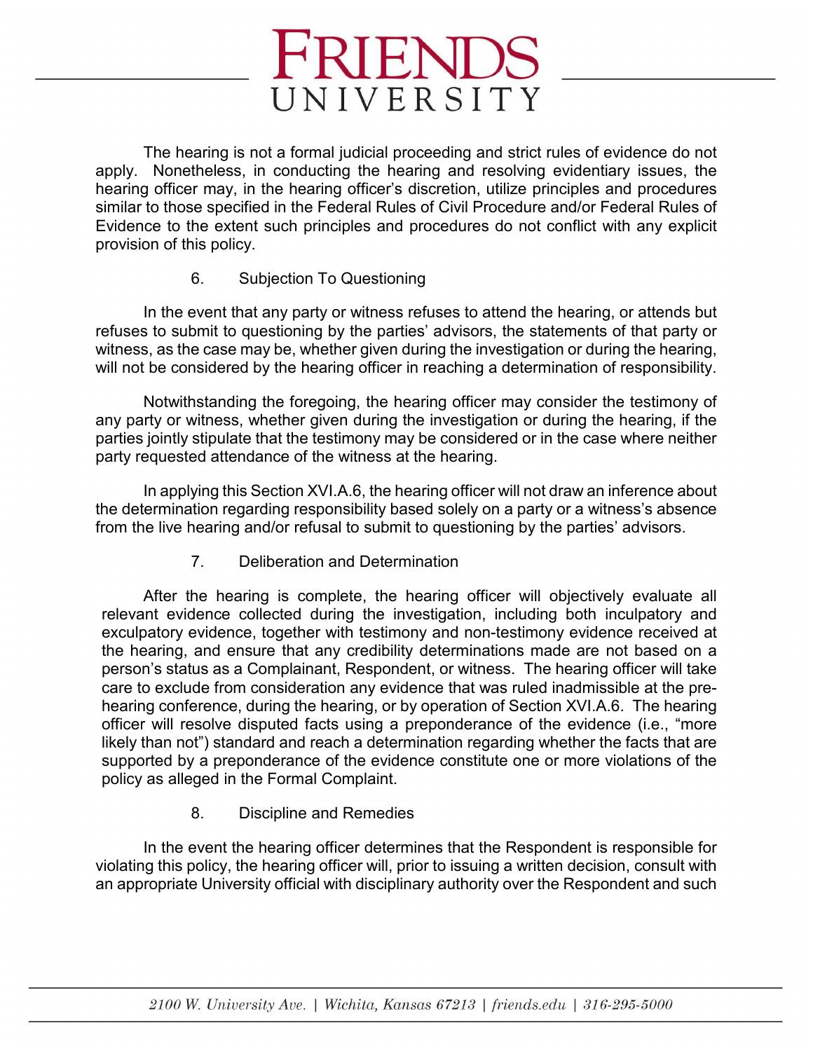The hearing is not a formal judicial proceeding and strict rules of evidence do not apply. Nonetheless, in conducting the hearing and resolving evidentiary issues, the hearing officer may, in the hearing officer's discretion, utilize principles and procedures similar to those specified in the Federal Rules of Civil Procedure and/or Federal Rules of Evidence to the extent such principles and procedures do not conflict with any explicit provision of this policy.

6. Subjection To Questioning

In the event that any party or witness refuses to attend the hearing, or attends but refuses to submit to questioning by the parties' advisors, the statements of that party or witness, as the case may be, whether given during the investigation or during the hearing, will not be considered by the hearing officer in reaching a determination of responsibility.

Notwithstanding the foregoing, the hearing officer may consider the testimony of any party or witness, whether given during the investigation or during the hearing, if the parties jointly stipulate that the testimony may be considered or in the case where neither party requested attendance of the witness at the hearing.

In applying this Section XVI.A.6, the hearing officer will not draw an inference about the determination regarding responsibility based solely on a party or a witness's absence from the live hearing and/or refusal to submit to questioning by the parties' advisors.

7. Deliberation and Determination

After the hearing is complete, the hearing officer will objectively evaluate all relevant evidence collected during the investigation, including both inculpatory and exculpatory evidence, together with testimony and non-testimony evidence received at the hearing, and ensure that any credibility determinations made are not based on a person's status as a Complainant, Respondent, or witness. The hearing officer will take care to exclude from consideration any evidence that was ruled inadmissible at the pre-hearing conference, during the hearing, or by operation of Section XVI.A.6. The hearing officer will resolve disputed facts using a preponderance of the evidence (i.e., "more likely than not") standard and reach a determination regarding whether the facts that are supported by a preponderance of the evidence constitute one or more violations of the policy as alleged in the Formal Complaint.

8. Discipline and Remedies

In the event the hearing officer determines that the Respondent is responsible for violating this policy, the hearing officer will, prior to issuing a written decision, consult with an appropriate University official with disciplinary authority over the Respondent and such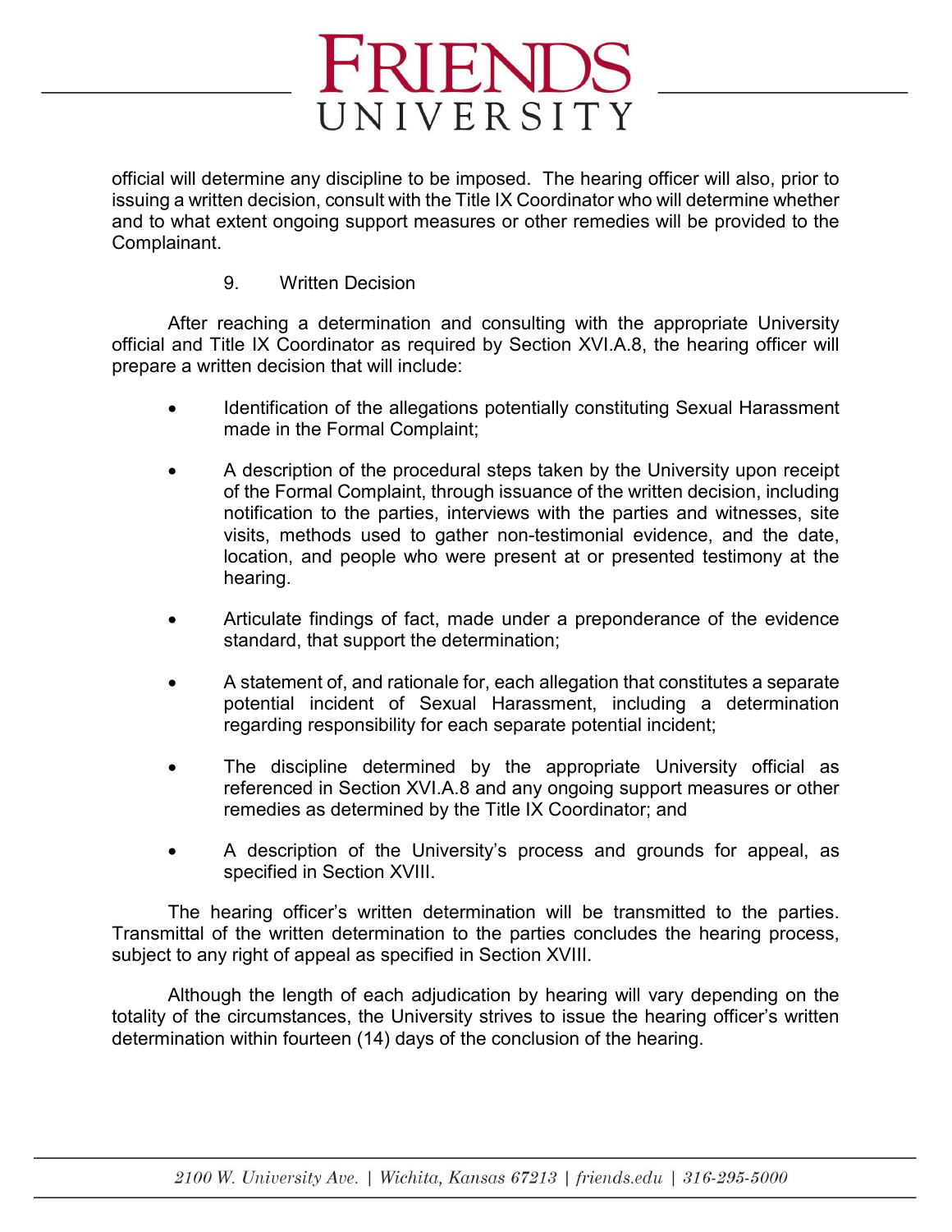official will determine any discipline to be imposed. The hearing officer will also, prior to issuing a written decision, consult with the Title IX Coordinator who will determine whether and to what extent ongoing support measures or other remedies will be provided to the Complainant.

9. Written Decision

After reaching a determination and consulting with the appropriate University official and Title IX Coordinator as required by Section XVI.A.8, the hearing officer will prepare a written decision that will include:

- Identification of the allegations potentially constituting Sexual Harassment made in the Formal Complaint;
- A description of the procedural steps taken by the University upon receipt of the Formal Complaint, through issuance of the written decision, including notification to the parties, interviews with the parties and witnesses, site visits, methods used to gather non-testimonial evidence, and the date, location, and people who were present at or presented testimony at the hearing.
- Articulate findings of fact, made under a preponderance of the evidence standard, that support the determination;
- A statement of, and rationale for, each allegation that constitutes a separate potential incident of Sexual Harassment, including a determination regarding responsibility for each separate potential incident;
- The discipline determined by the appropriate University official as referenced in Section XVI.A.8 and any ongoing support measures or other remedies as determined by the Title IX Coordinator; and
- A description of the University's process and grounds for appeal, as specified in Section XVIII.

The hearing officer's written determination will be transmitted to the parties. Transmittal of the written determination to the parties concludes the hearing process, subject to any right of appeal as specified in Section XVIII.

Although the length of each adjudication by hearing will vary depending on the totality of the circumstances, the University strives to issue the hearing officer's written determination within fourteen (14) days of the conclusion of the hearing.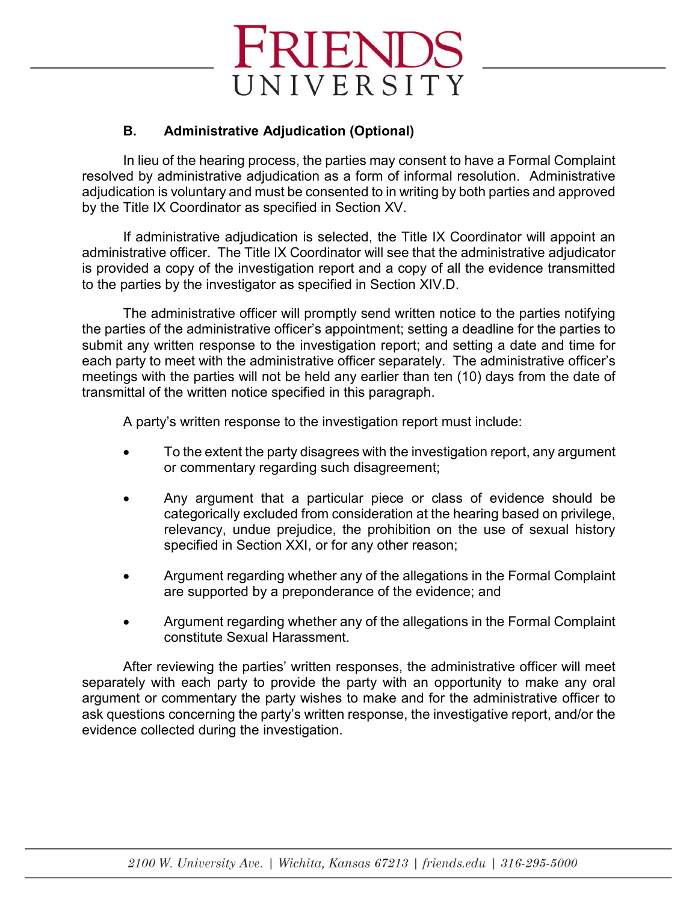### B. Administrative Adjudication (Optional)

In lieu of the hearing process, the parties may consent to have a Formal Complaint resolved by administrative adjudication as a form of informal resolution. Administrative adjudication is voluntary and must be consented to in writing by both parties and approved by the Title IX Coordinator as specified in Section XV.

If administrative adjudication is selected, the Title IX Coordinator will appoint an administrative officer. The Title IX Coordinator will see that the administrative adjudicator is provided a copy of the investigation report and a copy of all the evidence transmitted to the parties by the investigator as specified in Section XIV.D.

The administrative officer will promptly send written notice to the parties notifying the parties of the administrative officer's appointment; setting a deadline for the parties to submit any written response to the investigation report; and setting a date and time for each party to meet with the administrative officer separately. The administrative officer's meetings with the parties will not be held any earlier than ten (10) days from the date of transmittal of the written notice specified in this paragraph.

A party's written response to the investigation report must include:

- To the extent the party disagrees with the investigation report, any argument or commentary regarding such disagreement;
- Any argument that a particular piece or class of evidence should be categorically excluded from consideration at the hearing based on privilege, relevancy, undue prejudice, the prohibition on the use of sexual history specified in Section XXI, or for any other reason;
- Argument regarding whether any of the allegations in the Formal Complaint are supported by a preponderance of the evidence; and
- Argument regarding whether any of the allegations in the Formal Complaint constitute Sexual Harassment.

After reviewing the parties' written responses, the administrative officer will meet separately with each party to provide the party with an opportunity to make any oral argument or commentary the party wishes to make and for the administrative officer to ask questions concerning the party's written response, the investigative report, and/or the evidence collected during the investigation.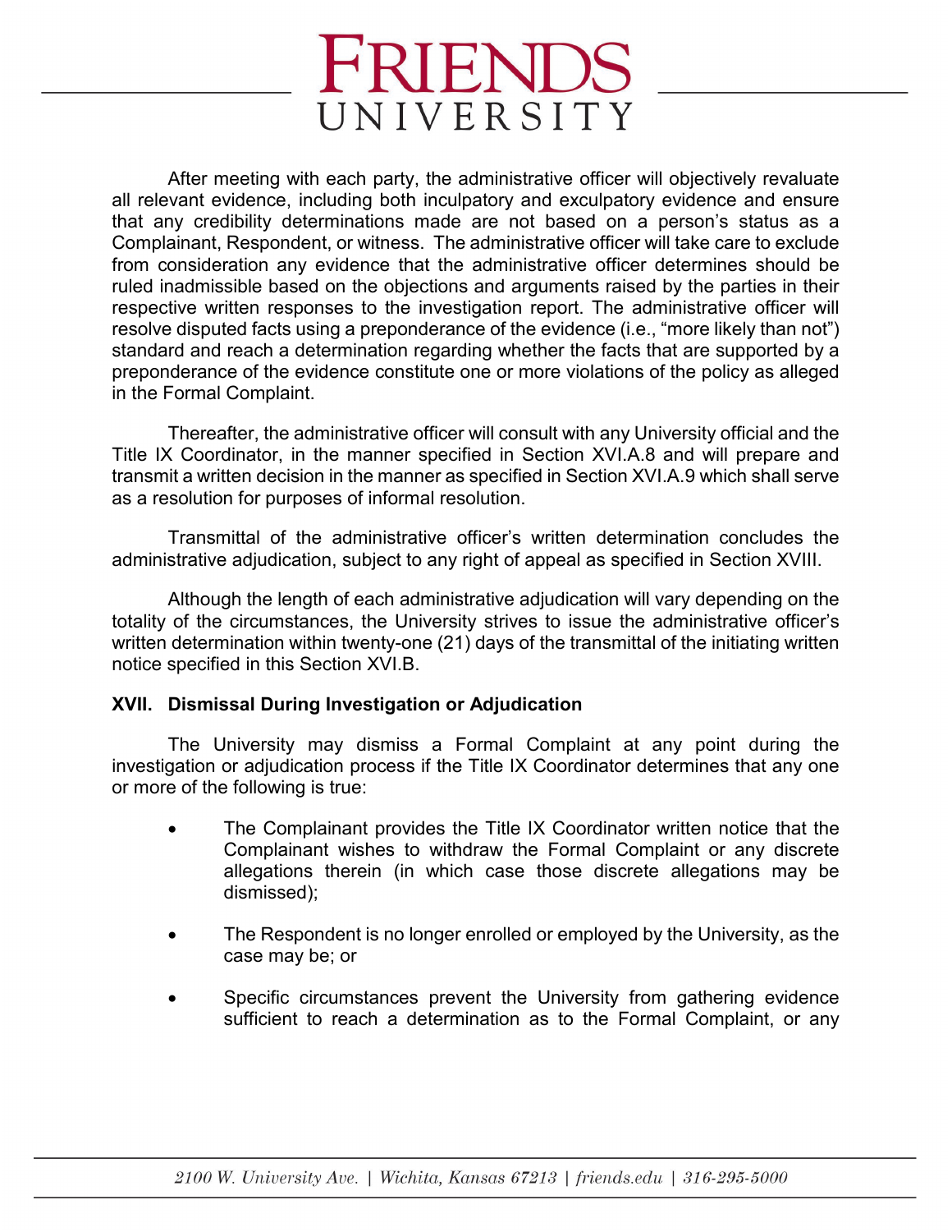After meeting with each party, the administrative officer will objectively revaluate all relevant evidence, including both inculpatory and exculpatory evidence and ensure that any credibility determinations made are not based on a person's status as a Complainant, Respondent, or witness. The administrative officer will take care to exclude from consideration any evidence that the administrative officer determines should be ruled inadmissible based on the objections and arguments raised by the parties in their respective written responses to the investigation report. The administrative officer will resolve disputed facts using a preponderance of the evidence (i.e., "more likely than not") standard and reach a determination regarding whether the facts that are supported by a preponderance of the evidence constitute one or more violations of the policy as alleged in the Formal Complaint.

Thereafter, the administrative officer will consult with any University official and the Title IX Coordinator, in the manner specified in Section XVI.A.8 and will prepare and transmit a written decision in the manner as specified in Section XVI.A.9 which shall serve as a resolution for purposes of informal resolution.

Transmittal of the administrative officer's written determination concludes the administrative adjudication, subject to any right of appeal as specified in Section XVIII.

Although the length of each administrative adjudication will vary depending on the totality of the circumstances, the University strives to issue the administrative officer's written determination within twenty-one (21) days of the transmittal of the initiating written notice specified in this Section XVI.B.

## XVII. Dismissal During Investigation or Adjudication

The University may dismiss a Formal Complaint at any point during the investigation or adjudication process if the Title IX Coordinator determines that any one or more of the following is true:

- The Complainant provides the Title IX Coordinator written notice that the Complainant wishes to withdraw the Formal Complaint or any discrete allegations therein (in which case those discrete allegations may be dismissed);
- The Respondent is no longer enrolled or employed by the University, as the case may be; or
- Specific circumstances prevent the University from gathering evidence sufficient to reach a determination as to the Formal Complaint, or any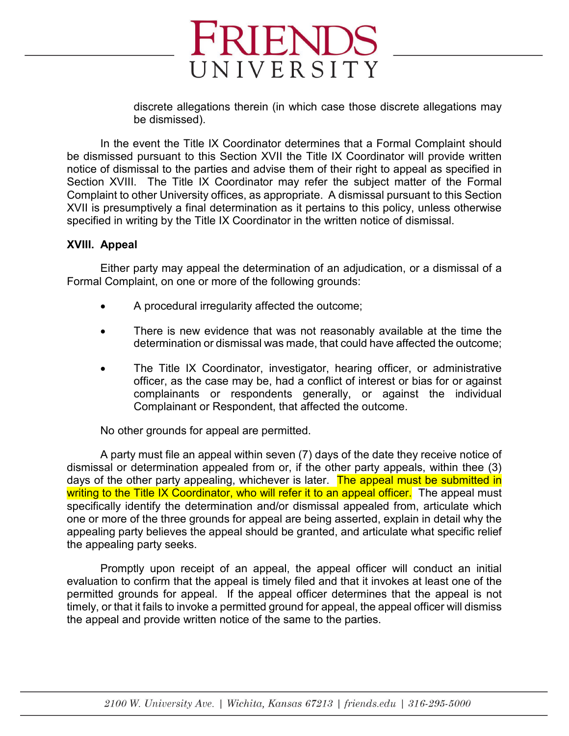discrete allegations therein (in which case those discrete allegations may be dismissed).

In the event the Title IX Coordinator determines that a Formal Complaint should be dismissed pursuant to this Section XVII the Title IX Coordinator will provide written notice of dismissal to the parties and advise them of their right to appeal as specified in Section XVIII. The Title IX Coordinator may refer the subject matter of the Formal Complaint to other University offices, as appropriate. A dismissal pursuant to this Section XVII is presumptively a final determination as it pertains to this policy, unless otherwise specified in writing by the Title IX Coordinator in the written notice of dismissal.

**XVIII. Appeal**

Either party may appeal the determination of an adjudication, or a dismissal of a Formal Complaint, on one or more of the following grounds:

- A procedural irregularity affected the outcome;
- There is new evidence that was not reasonably available at the time the determination or dismissal was made, that could have affected the outcome;
- The Title IX Coordinator, investigator, hearing officer, or administrative officer, as the case may be, had a conflict of interest or bias for or against complainants or respondents generally, or against the individual Complainant or Respondent, that affected the outcome.

No other grounds for appeal are permitted.

A party must file an appeal within seven (7) days of the date they receive notice of dismissal or determination appealed from or, if the other party appeals, within thee (3) days of the other party appealing, whichever is later. The appeal must be submitted in writing to the Title IX Coordinator, who will refer it to an appeal officer. The appeal must specifically identify the determination and/or dismissal appealed from, articulate which one or more of the three grounds for appeal are being asserted, explain in detail why the appealing party believes the appeal should be granted, and articulate what specific relief the appealing party seeks.

Promptly upon receipt of an appeal, the appeal officer will conduct an initial evaluation to confirm that the appeal is timely filed and that it invokes at least one of the permitted grounds for appeal. If the appeal officer determines that the appeal is not timely, or that it fails to invoke a permitted ground for appeal, the appeal officer will dismiss the appeal and provide written notice of the same to the parties.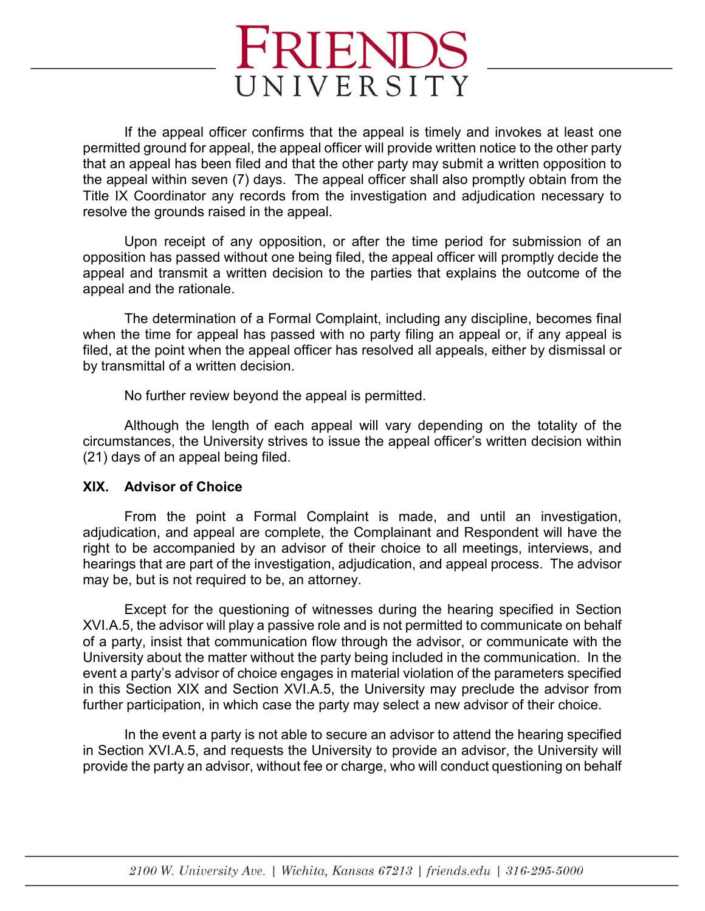If the appeal officer confirms that the appeal is timely and invokes at least one permitted ground for appeal, the appeal officer will provide written notice to the other party that an appeal has been filed and that the other party may submit a written opposition to the appeal within seven (7) days. The appeal officer shall also promptly obtain from the Title IX Coordinator any records from the investigation and adjudication necessary to resolve the grounds raised in the appeal.

Upon receipt of any opposition, or after the time period for submission of an opposition has passed without one being filed, the appeal officer will promptly decide the appeal and transmit a written decision to the parties that explains the outcome of the appeal and the rationale.

The determination of a Formal Complaint, including any discipline, becomes final when the time for appeal has passed with no party filing an appeal or, if any appeal is filed, at the point when the appeal officer has resolved all appeals, either by dismissal or by transmittal of a written decision.

No further review beyond the appeal is permitted.

Although the length of each appeal will vary depending on the totality of the circumstances, the University strives to issue the appeal officer's written decision within (21) days of an appeal being filed.

## XIX. Advisor of Choice

From the point a Formal Complaint is made, and until an investigation, adjudication, and appeal are complete, the Complainant and Respondent will have the right to be accompanied by an advisor of their choice to all meetings, interviews, and hearings that are part of the investigation, adjudication, and appeal process. The advisor may be, but is not required to be, an attorney.

Except for the questioning of witnesses during the hearing specified in Section XVI.A.5, the advisor will play a passive role and is not permitted to communicate on behalf of a party, insist that communication flow through the advisor, or communicate with the University about the matter without the party being included in the communication. In the event a party's advisor of choice engages in material violation of the parameters specified in this Section XIX and Section XVI.A.5, the University may preclude the advisor from further participation, in which case the party may select a new advisor of their choice.

In the event a party is not able to secure an advisor to attend the hearing specified in Section XVI.A.5, and requests the University to provide an advisor, the University will provide the party an advisor, without fee or charge, who will conduct questioning on behalf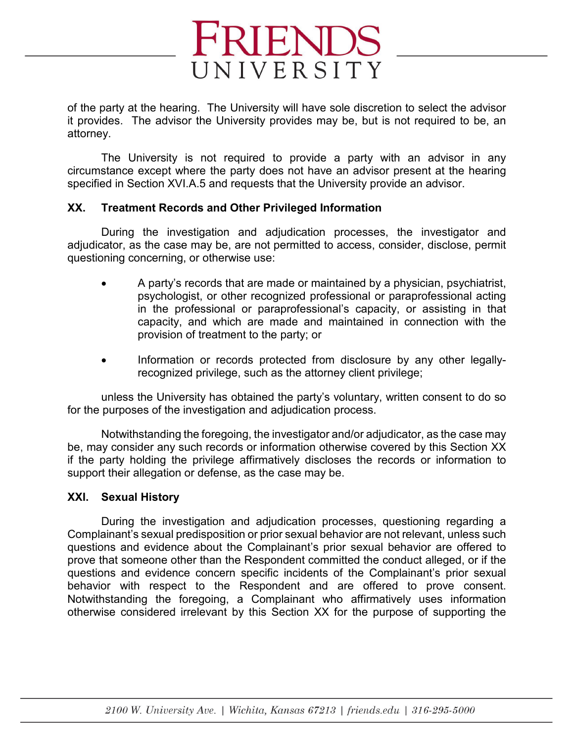of the party at the hearing. The University will have sole discretion to select the advisor it provides. The advisor the University provides may be, but is not required to be, an attorney.

The University is not required to provide a party with an advisor in any circumstance except where the party does not have an advisor present at the hearing specified in Section XVI.A.5 and requests that the University provide an advisor.

## XX. Treatment Records and Other Privileged Information

During the investigation and adjudication processes, the investigator and adjudicator, as the case may be, are not permitted to access, consider, disclose, permit questioning concerning, or otherwise use:

- A party's records that are made or maintained by a physician, psychiatrist, psychologist, or other recognized professional or paraprofessional acting in the professional or paraprofessional's capacity, or assisting in that capacity, and which are made and maintained in connection with the provision of treatment to the party; or
- Information or records protected from disclosure by any other legally-recognized privilege, such as the attorney client privilege;

unless the University has obtained the party's voluntary, written consent to do so for the purposes of the investigation and adjudication process.

Notwithstanding the foregoing, the investigator and/or adjudicator, as the case may be, may consider any such records or information otherwise covered by this Section XX if the party holding the privilege affirmatively discloses the records or information to support their allegation or defense, as the case may be.

## XXI. Sexual History

During the investigation and adjudication processes, questioning regarding a Complainant's sexual predisposition or prior sexual behavior are not relevant, unless such questions and evidence about the Complainant's prior sexual behavior are offered to prove that someone other than the Respondent committed the conduct alleged, or if the questions and evidence concern specific incidents of the Complainant's prior sexual behavior with respect to the Respondent and are offered to prove consent. Notwithstanding the foregoing, a Complainant who affirmatively uses information otherwise considered irrelevant by this Section XX for the purpose of supporting the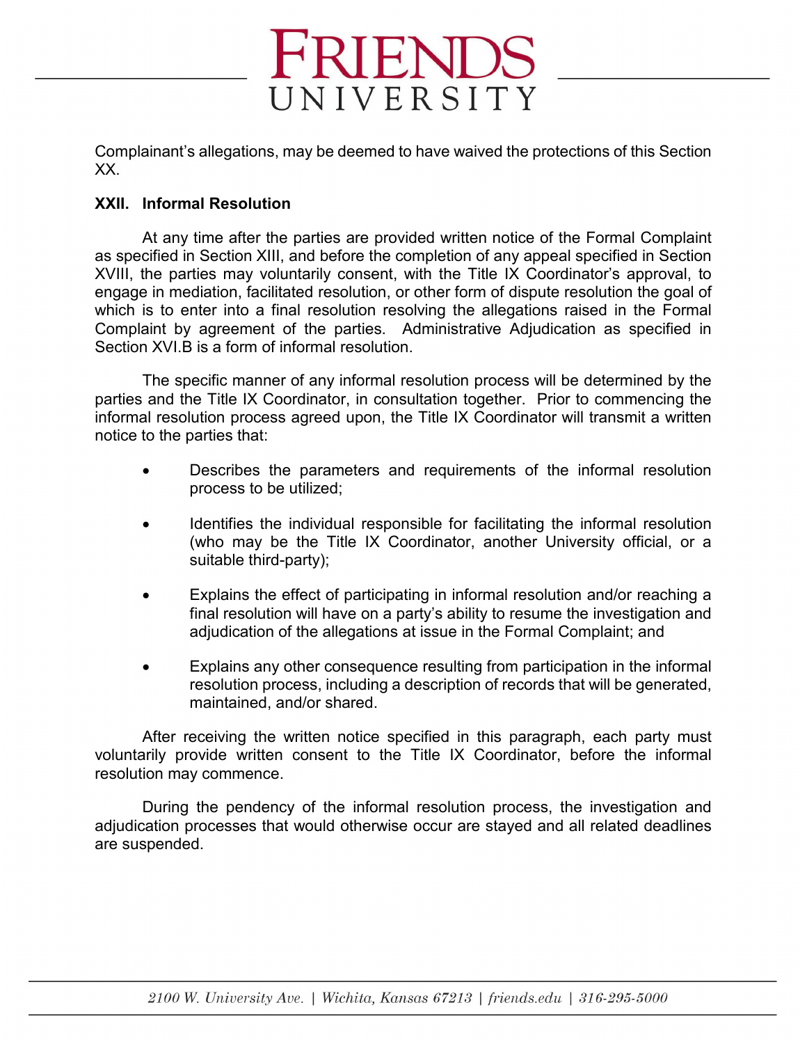Complainant's allegations, may be deemed to have waived the protections of this Section XX.

## XXII. Informal Resolution

At any time after the parties are provided written notice of the Formal Complaint as specified in Section XIII, and before the completion of any appeal specified in Section XVIII, the parties may voluntarily consent, with the Title IX Coordinator's approval, to engage in mediation, facilitated resolution, or other form of dispute resolution the goal of which is to enter into a final resolution resolving the allegations raised in the Formal Complaint by agreement of the parties. Administrative Adjudication as specified in Section XVI.B is a form of informal resolution.

The specific manner of any informal resolution process will be determined by the parties and the Title IX Coordinator, in consultation together. Prior to commencing the informal resolution process agreed upon, the Title IX Coordinator will transmit a written notice to the parties that:

- Describes the parameters and requirements of the informal resolution process to be utilized;
- Identifies the individual responsible for facilitating the informal resolution (who may be the Title IX Coordinator, another University official, or a suitable third-party);
- Explains the effect of participating in informal resolution and/or reaching a final resolution will have on a party's ability to resume the investigation and adjudication of the allegations at issue in the Formal Complaint; and
- Explains any other consequence resulting from participation in the informal resolution process, including a description of records that will be generated, maintained, and/or shared.

After receiving the written notice specified in this paragraph, each party must voluntarily provide written consent to the Title IX Coordinator, before the informal resolution may commence.

During the pendency of the informal resolution process, the investigation and adjudication processes that would otherwise occur are stayed and all related deadlines are suspended.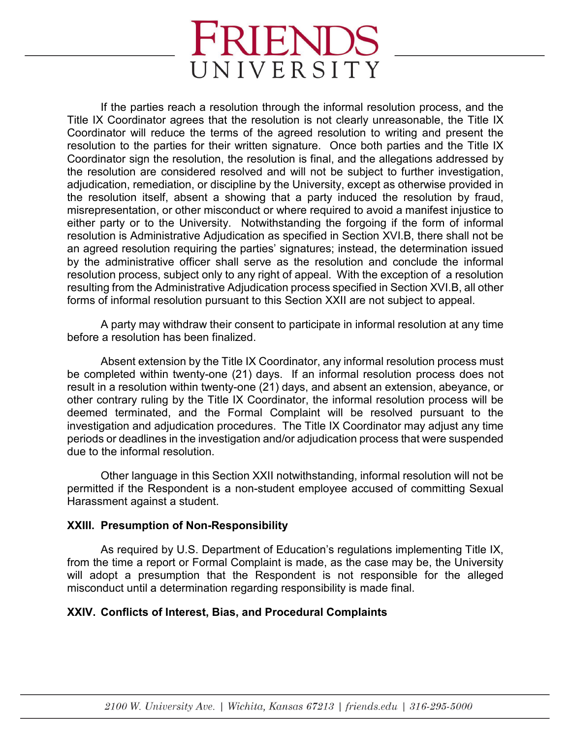If the parties reach a resolution through the informal resolution process, and the Title IX Coordinator agrees that the resolution is not clearly unreasonable, the Title IX Coordinator will reduce the terms of the agreed resolution to writing and present the resolution to the parties for their written signature. Once both parties and the Title IX Coordinator sign the resolution, the resolution is final, and the allegations addressed by the resolution are considered resolved and will not be subject to further investigation, adjudication, remediation, or discipline by the University, except as otherwise provided in the resolution itself, absent a showing that a party induced the resolution by fraud, misrepresentation, or other misconduct or where required to avoid a manifest injustice to either party or to the University. Notwithstanding the forgoing if the form of informal resolution is Administrative Adjudication as specified in Section XVI.B, there shall not be an agreed resolution requiring the parties' signatures; instead, the determination issued by the administrative officer shall serve as the resolution and conclude the informal resolution process, subject only to any right of appeal. With the exception of a resolution resulting from the Administrative Adjudication process specified in Section XVI.B, all other forms of informal resolution pursuant to this Section XXII are not subject to appeal.

A party may withdraw their consent to participate in informal resolution at any time before a resolution has been finalized.

Absent extension by the Title IX Coordinator, any informal resolution process must be completed within twenty-one (21) days. If an informal resolution process does not result in a resolution within twenty-one (21) days, and absent an extension, abeyance, or other contrary ruling by the Title IX Coordinator, the informal resolution process will be deemed terminated, and the Formal Complaint will be resolved pursuant to the investigation and adjudication procedures. The Title IX Coordinator may adjust any time periods or deadlines in the investigation and/or adjudication process that were suspended due to the informal resolution.

Other language in this Section XXII notwithstanding, informal resolution will not be permitted if the Respondent is a non-student employee accused of committing Sexual Harassment against a student.

## XXIII. Presumption of Non-Responsibility

As required by U.S. Department of Education's regulations implementing Title IX, from the time a report or Formal Complaint is made, as the case may be, the University will adopt a presumption that the Respondent is not responsible for the alleged misconduct until a determination regarding responsibility is made final.

## XXIV. Conflicts of Interest, Bias, and Procedural Complaints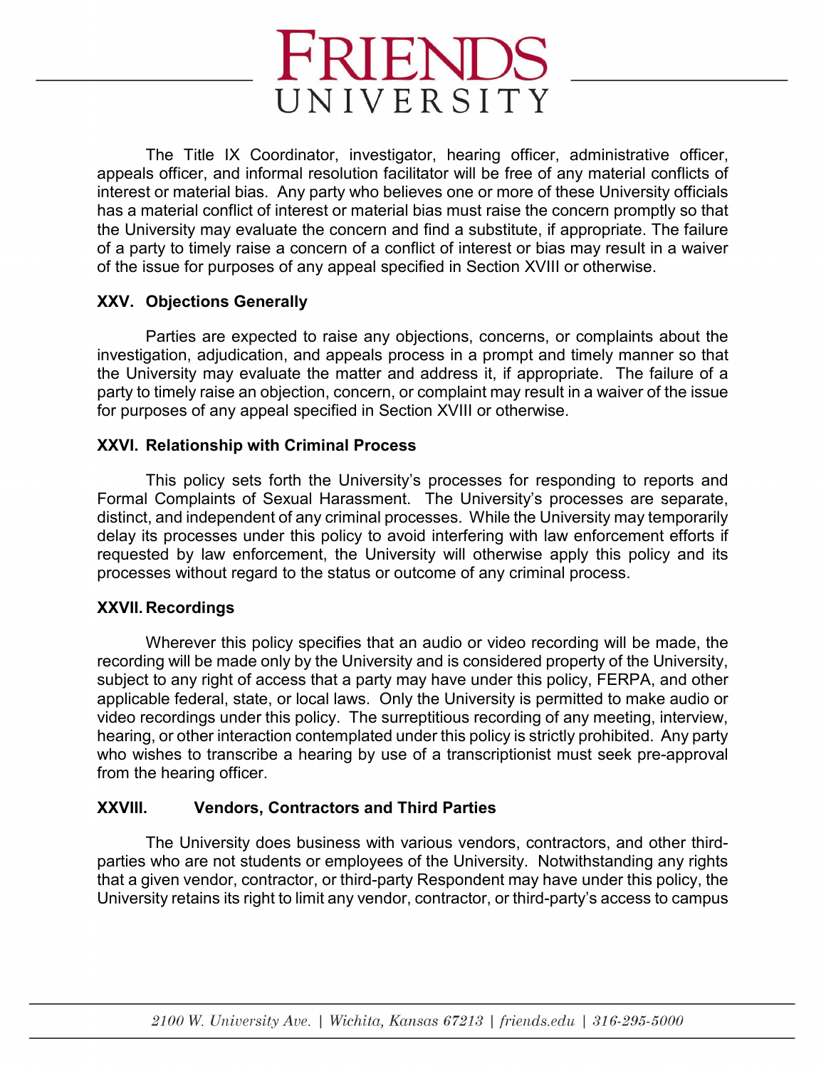The Title IX Coordinator, investigator, hearing officer, administrative officer, appeals officer, and informal resolution facilitator will be free of any material conflicts of interest or material bias. Any party who believes one or more of these University officials has a material conflict of interest or material bias must raise the concern promptly so that the University may evaluate the concern and find a substitute, if appropriate. The failure of a party to timely raise a concern of a conflict of interest or bias may result in a waiver of the issue for purposes of any appeal specified in Section XVIII or otherwise.

## XXV. Objections Generally

Parties are expected to raise any objections, concerns, or complaints about the investigation, adjudication, and appeals process in a prompt and timely manner so that the University may evaluate the matter and address it, if appropriate. The failure of a party to timely raise an objection, concern, or complaint may result in a waiver of the issue for purposes of any appeal specified in Section XVIII or otherwise.

## XXVI. Relationship with Criminal Process

This policy sets forth the University's processes for responding to reports and Formal Complaints of Sexual Harassment. The University's processes are separate, distinct, and independent of any criminal processes. While the University may temporarily delay its processes under this policy to avoid interfering with law enforcement efforts if requested by law enforcement, the University will otherwise apply this policy and its processes without regard to the status or outcome of any criminal process.

## XXVII. Recordings

Wherever this policy specifies that an audio or video recording will be made, the recording will be made only by the University and is considered property of the University, subject to any right of access that a party may have under this policy, FERPA, and other applicable federal, state, or local laws. Only the University is permitted to make audio or video recordings under this policy. The surreptitious recording of any meeting, interview, hearing, or other interaction contemplated under this policy is strictly prohibited. Any party who wishes to transcribe a hearing by use of a transcriptionist must seek pre-approval from the hearing officer.

## XXVIII. Vendors, Contractors and Third Parties

The University does business with various vendors, contractors, and other third-parties who are not students or employees of the University. Notwithstanding any rights that a given vendor, contractor, or third-party Respondent may have under this policy, the University retains its right to limit any vendor, contractor, or third-party's access to campus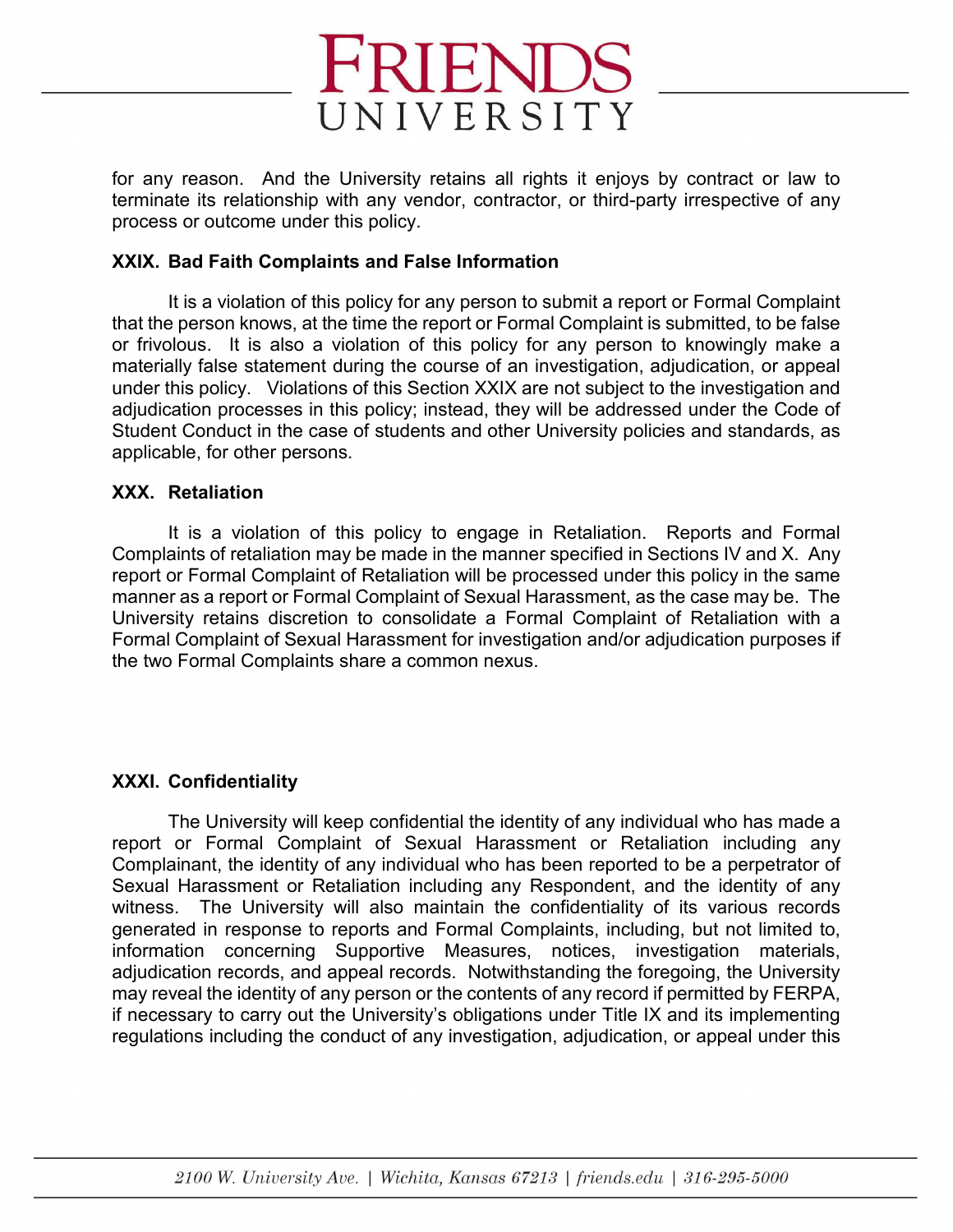for any reason. And the University retains all rights it enjoys by contract or law to terminate its relationship with any vendor, contractor, or third-party irrespective of any process or outcome under this policy.

### XXIX. Bad Faith Complaints and False Information

It is a violation of this policy for any person to submit a report or Formal Complaint that the person knows, at the time the report or Formal Complaint is submitted, to be false or frivolous. It is also a violation of this policy for any person to knowingly make a materially false statement during the course of an investigation, adjudication, or appeal under this policy. Violations of this Section XXIX are not subject to the investigation and adjudication processes in this policy; instead, they will be addressed under the Code of Student Conduct in the case of students and other University policies and standards, as applicable, for other persons.

### XXX. Retaliation

It is a violation of this policy to engage in Retaliation. Reports and Formal Complaints of retaliation may be made in the manner specified in Sections IV and X. Any report or Formal Complaint of Retaliation will be processed under this policy in the same manner as a report or Formal Complaint of Sexual Harassment, as the case may be. The University retains discretion to consolidate a Formal Complaint of Retaliation with a Formal Complaint of Sexual Harassment for investigation and/or adjudication purposes if the two Formal Complaints share a common nexus.

### XXXI. Confidentiality

The University will keep confidential the identity of any individual who has made a report or Formal Complaint of Sexual Harassment or Retaliation including any Complainant, the identity of any individual who has been reported to be a perpetrator of Sexual Harassment or Retaliation including any Respondent, and the identity of any witness. The University will also maintain the confidentiality of its various records generated in response to reports and Formal Complaints, including, but not limited to, information concerning Supportive Measures, notices, investigation materials, adjudication records, and appeal records. Notwithstanding the foregoing, the University may reveal the identity of any person or the contents of any record if permitted by FERPA, if necessary to carry out the University's obligations under Title IX and its implementing regulations including the conduct of any investigation, adjudication, or appeal under this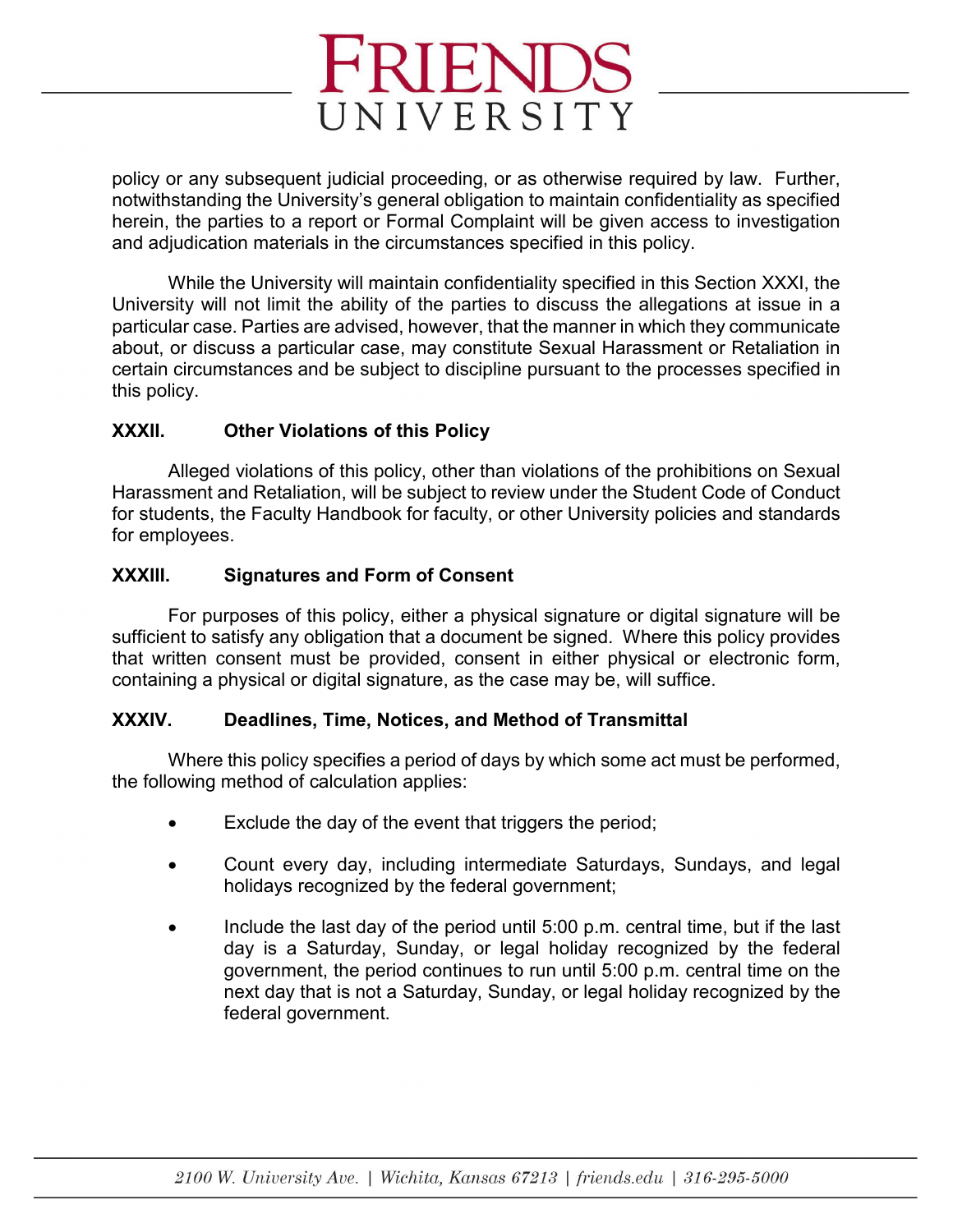policy or any subsequent judicial proceeding, or as otherwise required by law. Further, notwithstanding the University's general obligation to maintain confidentiality as specified herein, the parties to a report or Formal Complaint will be given access to investigation and adjudication materials in the circumstances specified in this policy.

While the University will maintain confidentiality specified in this Section XXXI, the University will not limit the ability of the parties to discuss the allegations at issue in a particular case. Parties are advised, however, that the manner in which they communicate about, or discuss a particular case, may constitute Sexual Harassment or Retaliation in certain circumstances and be subject to discipline pursuant to the processes specified in this policy.

## XXXII. Other Violations of this Policy

Alleged violations of this policy, other than violations of the prohibitions on Sexual Harassment and Retaliation, will be subject to review under the Student Code of Conduct for students, the Faculty Handbook for faculty, or other University policies and standards for employees.

## XXXIII. Signatures and Form of Consent

For purposes of this policy, either a physical signature or digital signature will be sufficient to satisfy any obligation that a document be signed. Where this policy provides that written consent must be provided, consent in either physical or electronic form, containing a physical or digital signature, as the case may be, will suffice.

## XXXIV. Deadlines, Time, Notices, and Method of Transmittal

Where this policy specifies a period of days by which some act must be performed, the following method of calculation applies:

- Exclude the day of the event that triggers the period;
- Count every day, including intermediate Saturdays, Sundays, and legal holidays recognized by the federal government;
- Include the last day of the period until 5:00 p.m. central time, but if the last day is a Saturday, Sunday, or legal holiday recognized by the federal government, the period continues to run until 5:00 p.m. central time on the next day that is not a Saturday, Sunday, or legal holiday recognized by the federal government.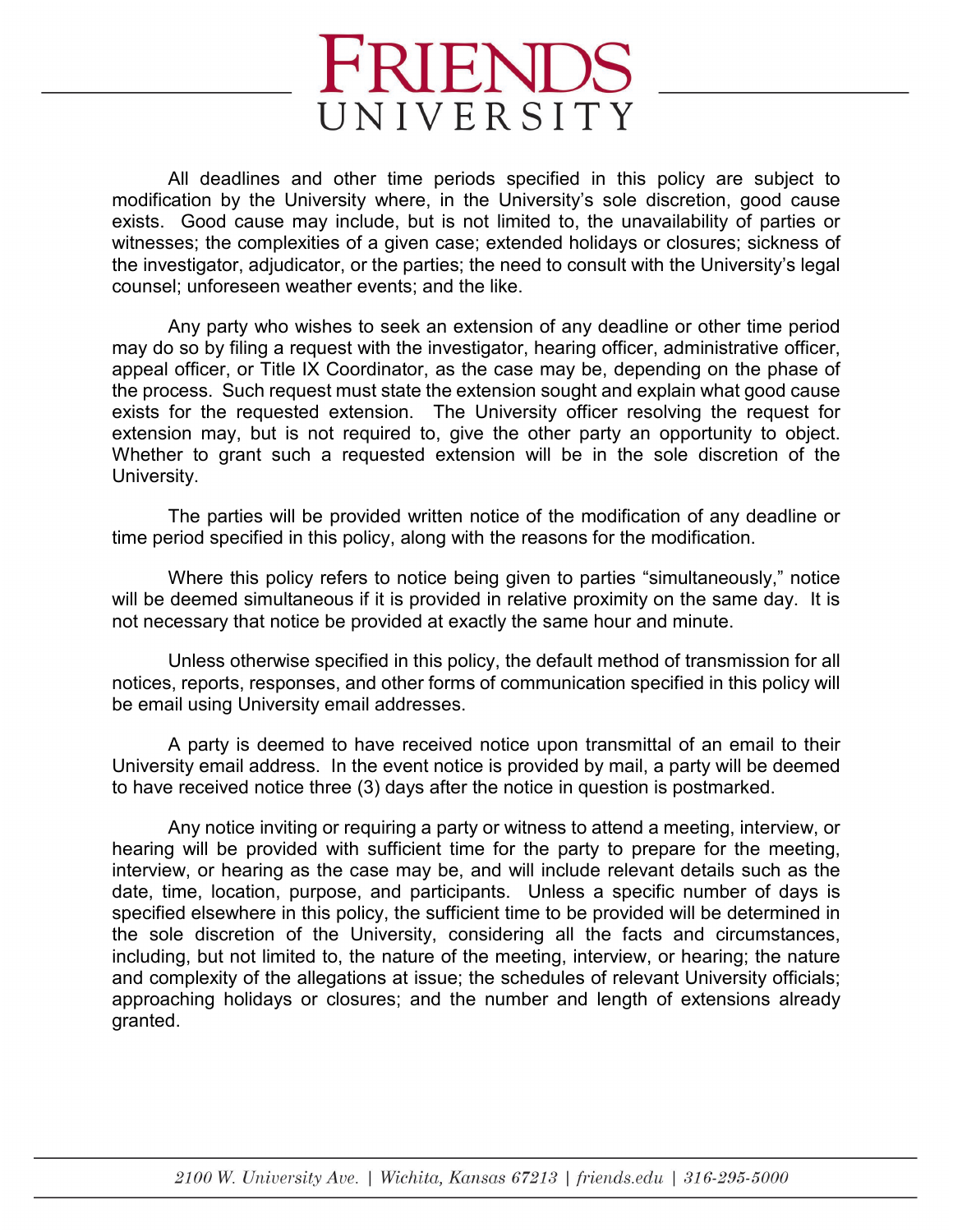All deadlines and other time periods specified in this policy are subject to modification by the University where, in the University's sole discretion, good cause exists. Good cause may include, but is not limited to, the unavailability of parties or witnesses; the complexities of a given case; extended holidays or closures; sickness of the investigator, adjudicator, or the parties; the need to consult with the University's legal counsel; unforeseen weather events; and the like.

Any party who wishes to seek an extension of any deadline or other time period may do so by filing a request with the investigator, hearing officer, administrative officer, appeal officer, or Title IX Coordinator, as the case may be, depending on the phase of the process. Such request must state the extension sought and explain what good cause exists for the requested extension. The University officer resolving the request for extension may, but is not required to, give the other party an opportunity to object. Whether to grant such a requested extension will be in the sole discretion of the University.

The parties will be provided written notice of the modification of any deadline or time period specified in this policy, along with the reasons for the modification.

Where this policy refers to notice being given to parties "simultaneously," notice will be deemed simultaneous if it is provided in relative proximity on the same day. It is not necessary that notice be provided at exactly the same hour and minute.

Unless otherwise specified in this policy, the default method of transmission for all notices, reports, responses, and other forms of communication specified in this policy will be email using University email addresses.

A party is deemed to have received notice upon transmittal of an email to their University email address. In the event notice is provided by mail, a party will be deemed to have received notice three (3) days after the notice in question is postmarked.

Any notice inviting or requiring a party or witness to attend a meeting, interview, or hearing will be provided with sufficient time for the party to prepare for the meeting, interview, or hearing as the case may be, and will include relevant details such as the date, time, location, purpose, and participants. Unless a specific number of days is specified elsewhere in this policy, the sufficient time to be provided will be determined in the sole discretion of the University, considering all the facts and circumstances, including, but not limited to, the nature of the meeting, interview, or hearing; the nature and complexity of the allegations at issue; the schedules of relevant University officials; approaching holidays or closures; and the number and length of extensions already granted.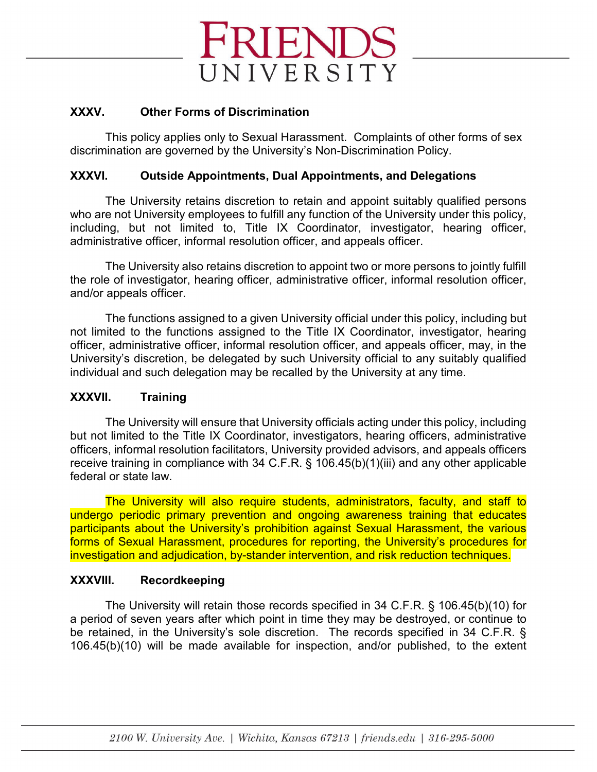## XXXV. Other Forms of Discrimination

This policy applies only to Sexual Harassment. Complaints of other forms of sex discrimination are governed by the University's Non-Discrimination Policy.

## XXXVI. Outside Appointments, Dual Appointments, and Delegations

The University retains discretion to retain and appoint suitably qualified persons who are not University employees to fulfill any function of the University under this policy, including, but not limited to, Title IX Coordinator, investigator, hearing officer, administrative officer, informal resolution officer, and appeals officer.

The University also retains discretion to appoint two or more persons to jointly fulfill the role of investigator, hearing officer, administrative officer, informal resolution officer, and/or appeals officer.

The functions assigned to a given University official under this policy, including but not limited to the functions assigned to the Title IX Coordinator, investigator, hearing officer, administrative officer, informal resolution officer, and appeals officer, may, in the University's discretion, be delegated by such University official to any suitably qualified individual and such delegation may be recalled by the University at any time.

## XXXVII. Training

The University will ensure that University officials acting under this policy, including but not limited to the Title IX Coordinator, investigators, hearing officers, administrative officers, informal resolution facilitators, University provided advisors, and appeals officers receive training in compliance with 34 C.F.R. § 106.45(b)(1)(iii) and any other applicable federal or state law.

The University will also require students, administrators, faculty, and staff to undergo periodic primary prevention and ongoing awareness training that educates participants about the University's prohibition against Sexual Harassment, the various forms of Sexual Harassment, procedures for reporting, the University's procedures for investigation and adjudication, by-stander intervention, and risk reduction techniques.

## XXXVIII. Recordkeeping

The University will retain those records specified in 34 C.F.R. § 106.45(b)(10) for a period of seven years after which point in time they may be destroyed, or continue to be retained, in the University's sole discretion. The records specified in 34 C.F.R. § 106.45(b)(10) will be made available for inspection, and/or published, to the extent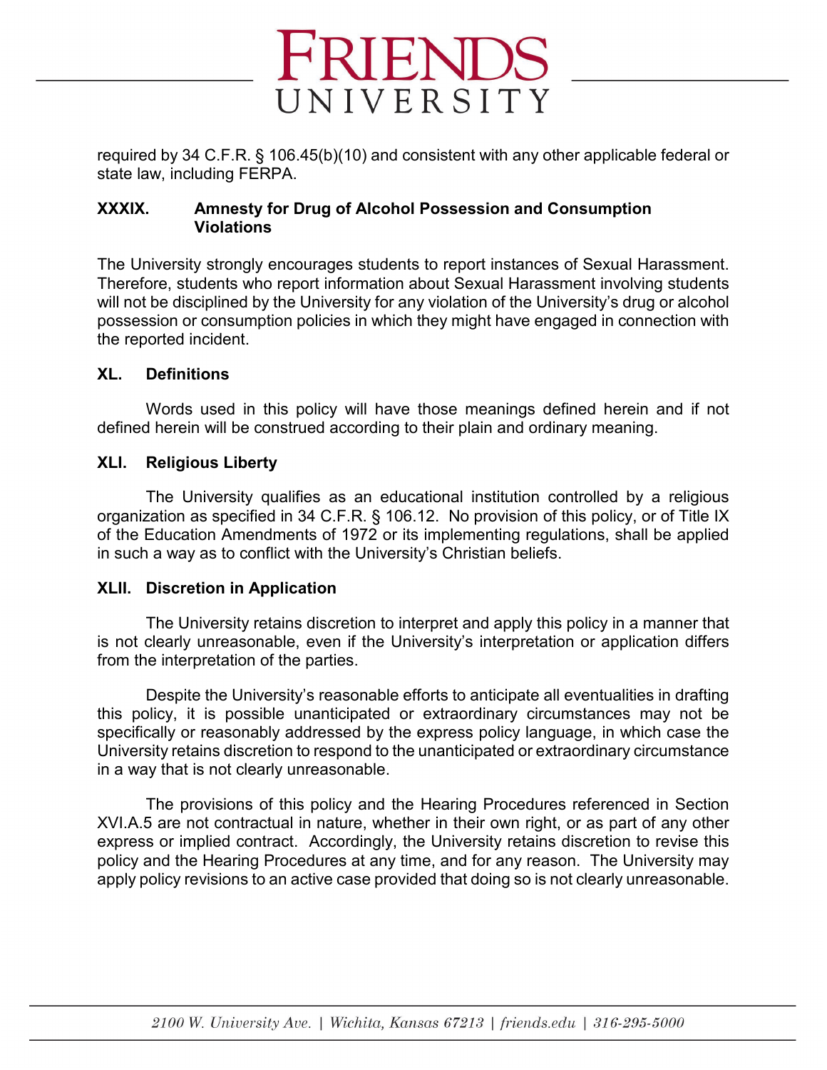required by 34 C.F.R. § 106.45(b)(10) and consistent with any other applicable federal or state law, including FERPA.

## XXXIX. Amnesty for Drug of Alcohol Possession and Consumption Violations

The University strongly encourages students to report instances of Sexual Harassment. Therefore, students who report information about Sexual Harassment involving students will not be disciplined by the University for any violation of the University's drug or alcohol possession or consumption policies in which they might have engaged in connection with the reported incident.

## XL. Definitions

Words used in this policy will have those meanings defined herein and if not defined herein will be construed according to their plain and ordinary meaning.

## XLI. Religious Liberty

The University qualifies as an educational institution controlled by a religious organization as specified in 34 C.F.R. § 106.12. No provision of this policy, or of Title IX of the Education Amendments of 1972 or its implementing regulations, shall be applied in such a way as to conflict with the University's Christian beliefs.

## XLII. Discretion in Application

The University retains discretion to interpret and apply this policy in a manner that is not clearly unreasonable, even if the University's interpretation or application differs from the interpretation of the parties.

Despite the University's reasonable efforts to anticipate all eventualities in drafting this policy, it is possible unanticipated or extraordinary circumstances may not be specifically or reasonably addressed by the express policy language, in which case the University retains discretion to respond to the unanticipated or extraordinary circumstance in a way that is not clearly unreasonable.

The provisions of this policy and the Hearing Procedures referenced in Section XVI.A.5 are not contractual in nature, whether in their own right, or as part of any other express or implied contract. Accordingly, the University retains discretion to revise this policy and the Hearing Procedures at any time, and for any reason. The University may apply policy revisions to an active case provided that doing so is not clearly unreasonable.